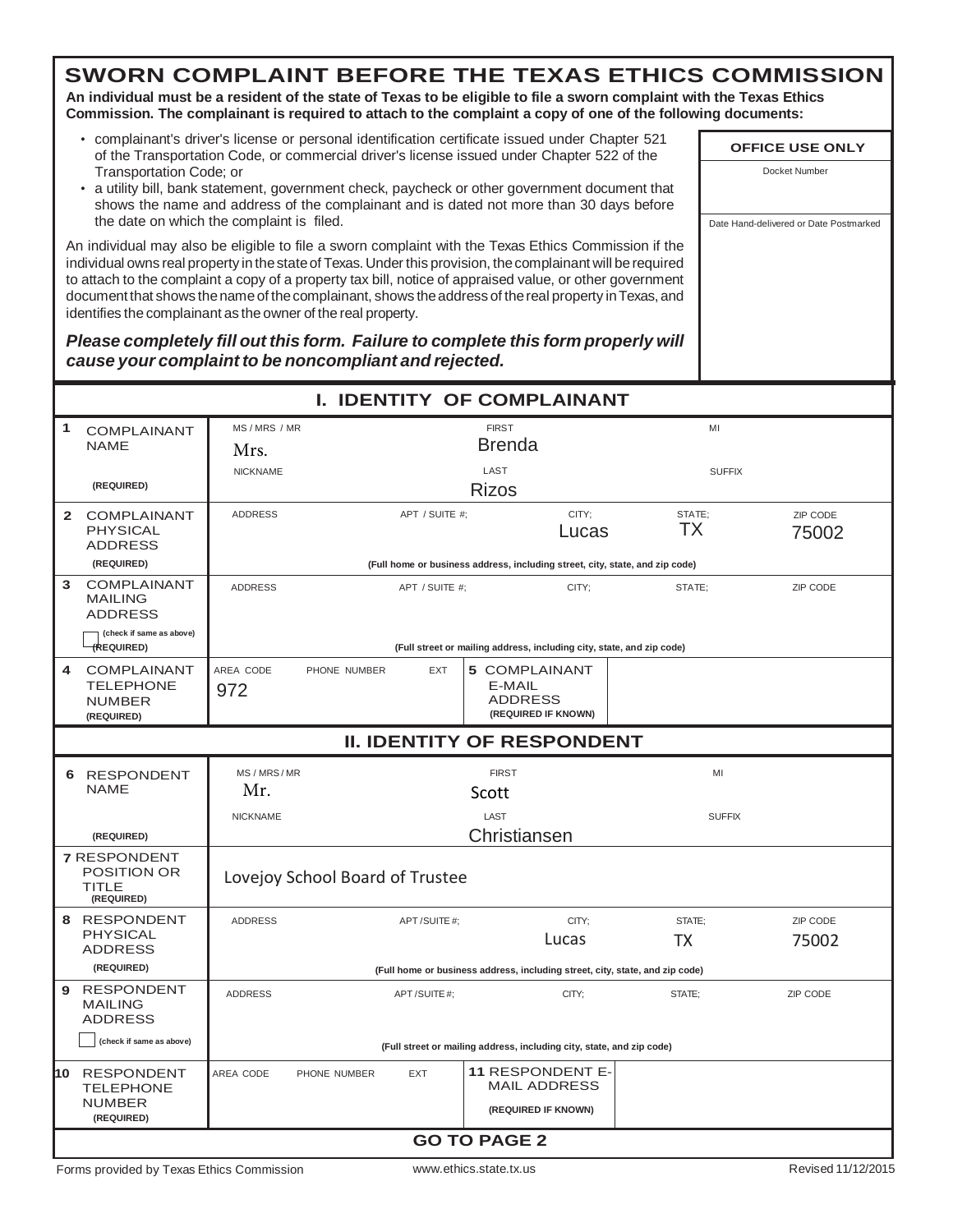# SWORN COMPLAINT BEFORE THE TEXAS ETHICS COMMISSION

**An individual must be a resident of the state of Texas to be eligible to file a sworn complaint with the Texas Ethics Commission. The complainant is required to attach to the complaint a copy of one of the following documents:**

- complainant's driver's license or personal identification certificate issued under Chapter 521 of the Transportation Code, or commercial driver's license issued under Chapter 522 of the Transportation Code; or
- a utility bill, bank statement, government check, paycheck or other government document that shows the name and address of the complainant and is dated not more than 30 days before the date on which the complaint is filed.

An individual may also be eligible to file a sworn complaint with the Texas Ethics Commission if the individual owns real property in the state of Texas. Under this provision, the complainant will be required to attach to the complaint a copy of a property tax bill, notice of appraised value, or other government document that shows the name of the complainant, shows the address of the real property in Texas, and identifies the complainant as the owner of the real property.

***Please completely fill out this form. Failure to complete this form properly will cause your complaint to be noncompliant and rejected.***

| OFFICE USE ONLY |
|---|
| Docket Number |
| Date Hand-delivered or Date Postmarked |

## I. IDENTITY OF COMPLAINANT

| | | | | | | |
|---|---|---|---|---|---|---|
| **1** COMPLAINANT NAME (REQUIRED) | MS / MRS / MR: Mrs. | | FIRST: Brenda | | MI: | |
| | NICKNAME: | | LAST: Rizos | | SUFFIX: | |
| **2** COMPLAINANT PHYSICAL ADDRESS (REQUIRED) | ADDRESS: | APT / SUITE #: | CITY: Lucas | | STATE: TX | ZIP CODE: 75002 |
| | (Full home or business address, including street, city, state, and zip code) | | | | | |
| **3** COMPLAINANT MAILING ADDRESS (check if same as above) ☐ (REQUIRED) | ADDRESS: | APT / SUITE #: | CITY: | | STATE: | ZIP CODE: |
| | (Full street or mailing address, including city, state, and zip code) | | | | | |
| **4** COMPLAINANT TELEPHONE NUMBER (REQUIRED) | AREA CODE: 972 | PHONE NUMBER: | EXT: | **5** COMPLAINANT E-MAIL ADDRESS (REQUIRED IF KNOWN) | | |

## II. IDENTITY OF RESPONDENT

| | | | | | | |
|---|---|---|---|---|---|---|
| **6** RESPONDENT NAME (REQUIRED) | MS / MRS / MR: Mr. | | FIRST: Scott | | MI: | |
| | NICKNAME: | | LAST: Christiansen | | SUFFIX: | |
| **7** RESPONDENT POSITION OR TITLE (REQUIRED) | Lovejoy School Board of Trustee | | | | | |
| **8** RESPONDENT PHYSICAL ADDRESS (REQUIRED) | ADDRESS: | APT / SUITE #: | CITY: Lucas | | STATE: TX | ZIP CODE: 75002 |
| | (Full home or business address, including street, city, state, and zip code) | | | | | |
| **9** RESPONDENT MAILING ADDRESS ☐ (check if same as above) | ADDRESS: | APT / SUITE #: | CITY: | | STATE: | ZIP CODE: |
| | (Full street or mailing address, including city, state, and zip code) | | | | | |
| **10** RESPONDENT TELEPHONE NUMBER (REQUIRED) | AREA CODE: | PHONE NUMBER: | EXT: | **11** RESPONDENT E-MAIL ADDRESS (REQUIRED IF KNOWN) | | |

**GO TO PAGE 2**

Forms provided by Texas Ethics Commission — www.ethics.state.tx.us — Revised 11/12/2015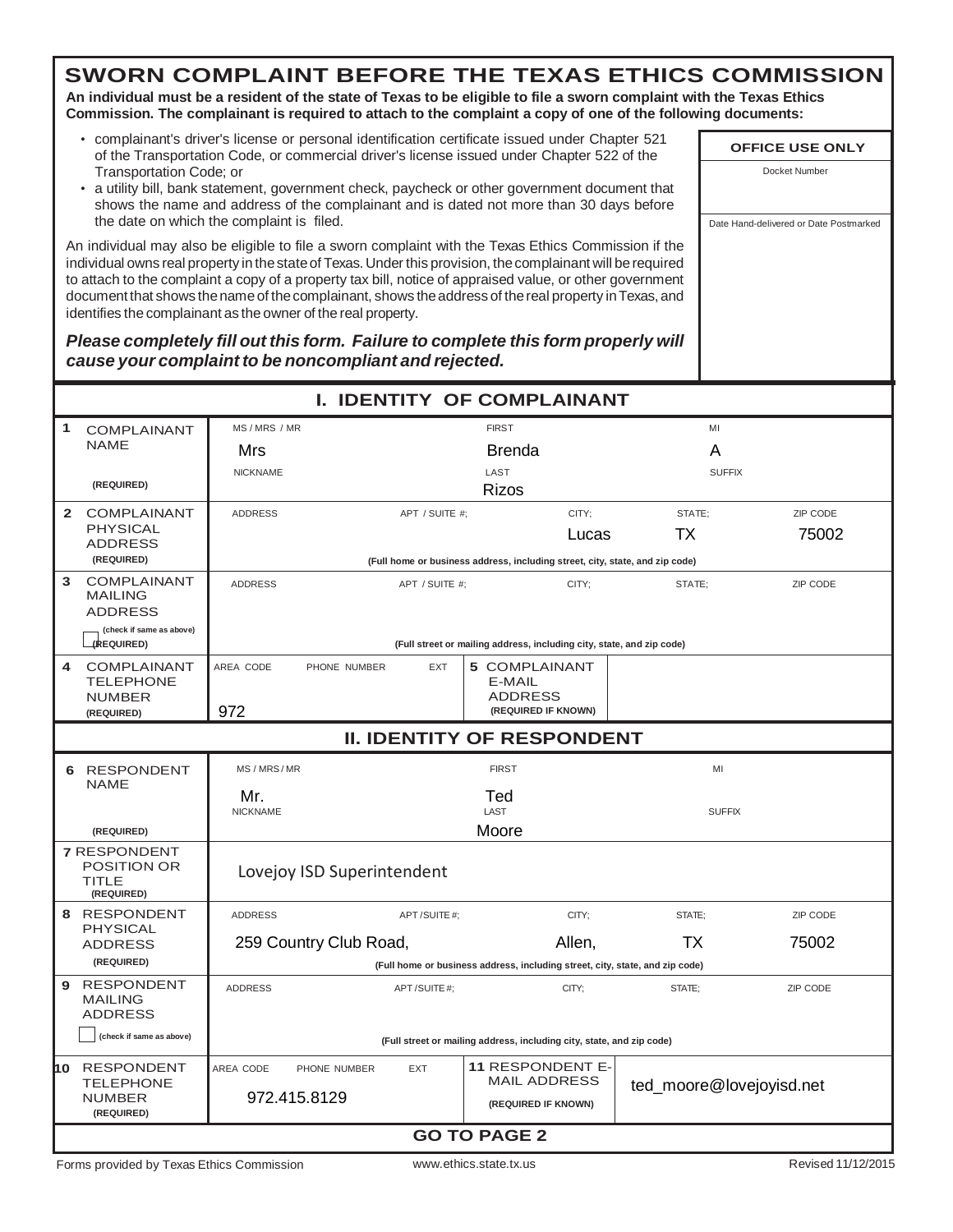# SWORN COMPLAINT BEFORE THE TEXAS ETHICS COMMISSION

**An individual must be a resident of the state of Texas to be eligible to file a sworn complaint with the Texas Ethics Commission. The complainant is required to attach to the complaint a copy of one of the following documents:**

- complainant's driver's license or personal identification certificate issued under Chapter 521 of the Transportation Code, or commercial driver's license issued under Chapter 522 of the Transportation Code; or
- a utility bill, bank statement, government check, paycheck or other government document that shows the name and address of the complainant and is dated not more than 30 days before the date on which the complaint is filed.

An individual may also be eligible to file a sworn complaint with the Texas Ethics Commission if the individual owns real property in the state of Texas. Under this provision, the complainant will be required to attach to the complaint a copy of a property tax bill, notice of appraised value, or other government document that shows the name of the complainant, shows the address of the real property in Texas, and identifies the complainant as the owner of the real property.

***Please completely fill out this form. Failure to complete this form properly will cause your complaint to be noncompliant and rejected.***

| OFFICE USE ONLY |
|---|
| Docket Number |
| Date Hand-delivered or Date Postmarked |

## I. IDENTITY OF COMPLAINANT

| | | | | | |
|---|---|---|---|---|---|
| **1** COMPLAINANT NAME (REQUIRED) | MS / MRS / MR: Mrs | FIRST: Brenda | MI: A | | |
| | NICKNAME: | LAST: Rizos | SUFFIX: | | |
| **2** COMPLAINANT PHYSICAL ADDRESS (REQUIRED) | ADDRESS: | APT / SUITE #: | CITY: Lucas | STATE: TX | ZIP CODE: 75002 |
| | (Full home or business address, including street, city, state, and zip code) | | | | |
| **3** COMPLAINANT MAILING ADDRESS ☐ (check if same as above) (REQUIRED) | ADDRESS: | APT / SUITE #: | CITY: | STATE: | ZIP CODE: |
| | (Full street or mailing address, including city, state, and zip code) | | | | |
| **4** COMPLAINANT TELEPHONE NUMBER (REQUIRED) | AREA CODE: 972 | PHONE NUMBER: | EXT: | **5** COMPLAINANT E-MAIL ADDRESS (REQUIRED IF KNOWN) | |

## II. IDENTITY OF RESPONDENT

| | | | | | |
|---|---|---|---|---|---|
| **6** RESPONDENT NAME (REQUIRED) | MS / MRS / MR: Mr. | FIRST: Ted | MI: | | |
| | NICKNAME: | LAST: Moore | SUFFIX: | | |
| **7** RESPONDENT POSITION OR TITLE (REQUIRED) | Lovejoy ISD Superintendent | | | | |
| **8** RESPONDENT PHYSICAL ADDRESS (REQUIRED) | ADDRESS: 259 Country Club Road, | APT / SUITE #: | CITY: Allen, | STATE: TX | ZIP CODE: 75002 |
| | (Full home or business address, including street, city, state, and zip code) | | | | |
| **9** RESPONDENT MAILING ADDRESS ☐ (check if same as above) | ADDRESS: | APT / SUITE #: | CITY: | STATE: | ZIP CODE: |
| | (Full street or mailing address, including city, state, and zip code) | | | | |
| **10** RESPONDENT TELEPHONE NUMBER (REQUIRED) | AREA CODE: | PHONE NUMBER: 972.415.8129 | EXT: | **11** RESPONDENT E-MAIL ADDRESS (REQUIRED IF KNOWN) | ted_moore@lovejoyisd.net |

**GO TO PAGE 2**

Forms provided by Texas Ethics Commission — www.ethics.state.tx.us — Revised 11/12/2015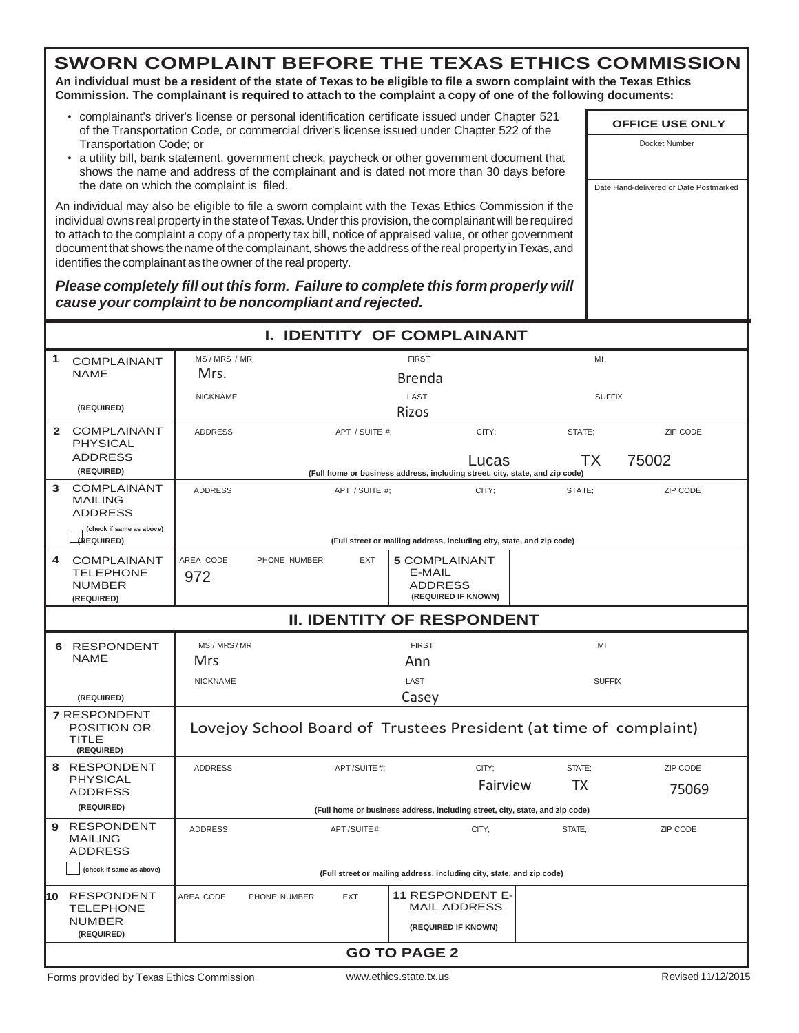# SWORN COMPLAINT BEFORE THE TEXAS ETHICS COMMISSION

**An individual must be a resident of the state of Texas to be eligible to file a sworn complaint with the Texas Ethics Commission. The complainant is required to attach to the complaint a copy of one of the following documents:**

- complainant's driver's license or personal identification certificate issued under Chapter 521 of the Transportation Code, or commercial driver's license issued under Chapter 522 of the Transportation Code; or
- a utility bill, bank statement, government check, paycheck or other government document that shows the name and address of the complainant and is dated not more than 30 days before the date on which the complaint is filed.

An individual may also be eligible to file a sworn complaint with the Texas Ethics Commission if the individual owns real property in the state of Texas. Under this provision, the complainant will be required to attach to the complaint a copy of a property tax bill, notice of appraised value, or other government document that shows the name of the complainant, shows the address of the real property in Texas, and identifies the complainant as the owner of the real property.

***Please completely fill out this form. Failure to complete this form properly will cause your complaint to be noncompliant and rejected.***

| OFFICE USE ONLY |
|---|
| Docket Number |
| Date Hand-delivered or Date Postmarked |

## I. IDENTITY OF COMPLAINANT

| | | | | | |
|---|---|---|---|---|---|
| **1** COMPLAINANT NAME (REQUIRED) | MS / MRS / MR: Mrs. | FIRST: Brenda | | MI: | |
| | NICKNAME: | LAST: Rizos | | SUFFIX: | |
| **2** COMPLAINANT PHYSICAL ADDRESS (REQUIRED) | ADDRESS: | APT / SUITE #: | CITY: Lucas | STATE: TX | ZIP CODE: 75002 |
| | (Full home or business address, including street, city, state, and zip code) | | | | |
| **3** COMPLAINANT MAILING ADDRESS (check if same as above) ☐ (REQUIRED) | ADDRESS: | APT / SUITE #: | CITY: | STATE: | ZIP CODE: |
| | (Full street or mailing address, including city, state, and zip code) | | | | |
| **4** COMPLAINANT TELEPHONE NUMBER (REQUIRED) | AREA CODE: 972 | PHONE NUMBER: | EXT: | **5** COMPLAINANT E-MAIL ADDRESS (REQUIRED IF KNOWN) | |

## II. IDENTITY OF RESPONDENT

| | | | | | |
|---|---|---|---|---|---|
| **6** RESPONDENT NAME (REQUIRED) | MS / MRS / MR: Mrs | FIRST: Ann | | MI: | |
| | NICKNAME: | LAST: Casey | | SUFFIX: | |
| **7** RESPONDENT POSITION OR TITLE (REQUIRED) | Lovejoy School Board of Trustees President (at time of complaint) | | | | |
| **8** RESPONDENT PHYSICAL ADDRESS (REQUIRED) | ADDRESS: | APT / SUITE #: | CITY: Fairview | STATE: TX | ZIP CODE: 75069 |
| | (Full home or business address, including street, city, state, and zip code) | | | | |
| **9** RESPONDENT MAILING ADDRESS ☐ (check if same as above) | ADDRESS: | APT / SUITE #: | CITY: | STATE: | ZIP CODE: |
| | (Full street or mailing address, including city, state, and zip code) | | | | |
| **10** RESPONDENT TELEPHONE NUMBER (REQUIRED) | AREA CODE: | PHONE NUMBER: | EXT: | **11** RESPONDENT E-MAIL ADDRESS (REQUIRED IF KNOWN) | |

**GO TO PAGE 2**

Forms provided by Texas Ethics Commission | www.ethics.state.tx.us | Revised 11/12/2015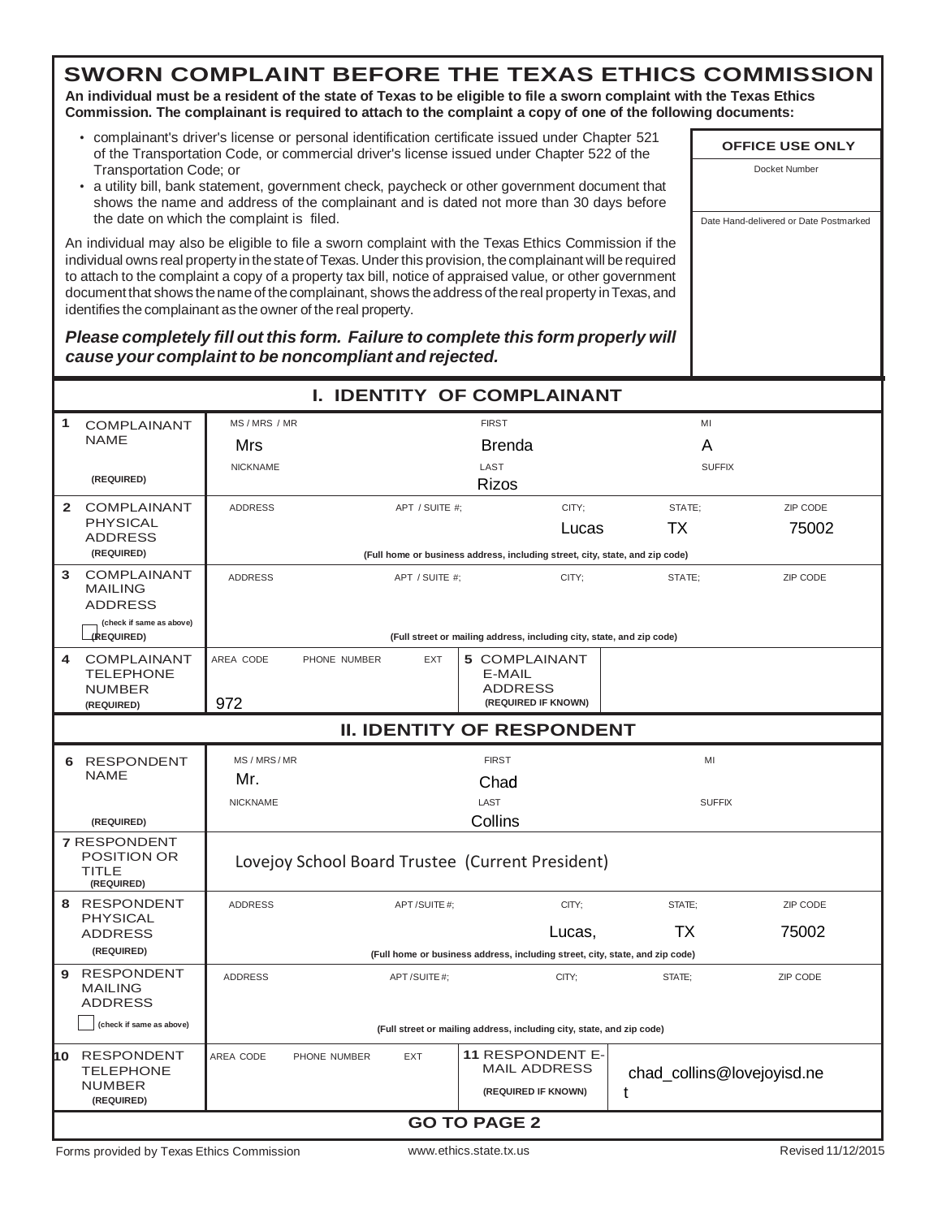# SWORN COMPLAINT BEFORE THE TEXAS ETHICS COMMISSION

**An individual must be a resident of the state of Texas to be eligible to file a sworn complaint with the Texas Ethics Commission. The complainant is required to attach to the complaint a copy of one of the following documents:**

- complainant's driver's license or personal identification certificate issued under Chapter 521 of the Transportation Code, or commercial driver's license issued under Chapter 522 of the Transportation Code; or
- a utility bill, bank statement, government check, paycheck or other government document that shows the name and address of the complainant and is dated not more than 30 days before the date on which the complaint is filed.

An individual may also be eligible to file a sworn complaint with the Texas Ethics Commission if the individual owns real property in the state of Texas. Under this provision, the complainant will be required to attach to the complaint a copy of a property tax bill, notice of appraised value, or other government document that shows the name of the complainant, shows the address of the real property in Texas, and identifies the complainant as the owner of the real property.

***Please completely fill out this form. Failure to complete this form properly will cause your complaint to be noncompliant and rejected.***

| OFFICE USE ONLY |
|---|
| Docket Number |
| Date Hand-delivered or Date Postmarked |

## I. IDENTITY OF COMPLAINANT

| | | | | | | |
|---|---|---|---|---|---|---|
| **1** COMPLAINANT NAME (REQUIRED) | MS / MRS / MR: Mrs | | FIRST: Brenda | | MI: A | |
| | NICKNAME: | | LAST: Rizos | | SUFFIX: | |
| **2** COMPLAINANT PHYSICAL ADDRESS (REQUIRED) | ADDRESS: | APT / SUITE #: | CITY: Lucas | STATE: TX | ZIP CODE: 75002 | |
| | (Full home or business address, including street, city, state, and zip code) | | | | | |
| **3** COMPLAINANT MAILING ADDRESS (check if same as above) ☐ (REQUIRED) | ADDRESS: | APT / SUITE #: | CITY: | STATE: | ZIP CODE: | |
| | (Full street or mailing address, including city, state, and zip code) | | | | | |
| **4** COMPLAINANT TELEPHONE NUMBER (REQUIRED) | AREA CODE: 972 | PHONE NUMBER: | EXT: | **5** COMPLAINANT E-MAIL ADDRESS (REQUIRED IF KNOWN) | | |

## II. IDENTITY OF RESPONDENT

| | | | | | | |
|---|---|---|---|---|---|---|
| **6** RESPONDENT NAME (REQUIRED) | MS / MRS / MR: Mr. | | FIRST: Chad | | MI: | |
| | NICKNAME: | | LAST: Collins | | SUFFIX: | |
| **7** RESPONDENT POSITION OR TITLE (REQUIRED) | Lovejoy School Board Trustee (Current President) | | | | | |
| **8** RESPONDENT PHYSICAL ADDRESS (REQUIRED) | ADDRESS: | APT / SUITE #: | CITY: Lucas, | STATE: TX | ZIP CODE: 75002 | |
| | (Full home or business address, including street, city, state, and zip code) | | | | | |
| **9** RESPONDENT MAILING ADDRESS ☐ (check if same as above) | ADDRESS: | APT / SUITE #: | CITY: | STATE: | ZIP CODE: | |
| | (Full street or mailing address, including city, state, and zip code) | | | | | |
| **10** RESPONDENT TELEPHONE NUMBER (REQUIRED) | AREA CODE: | PHONE NUMBER: | EXT: | **11** RESPONDENT E-MAIL ADDRESS (REQUIRED IF KNOWN) | chad_collins@lovejoyisd.net | |

**GO TO PAGE 2**

Forms provided by Texas Ethics Commission www.ethics.state.tx.us Revised 11/12/2015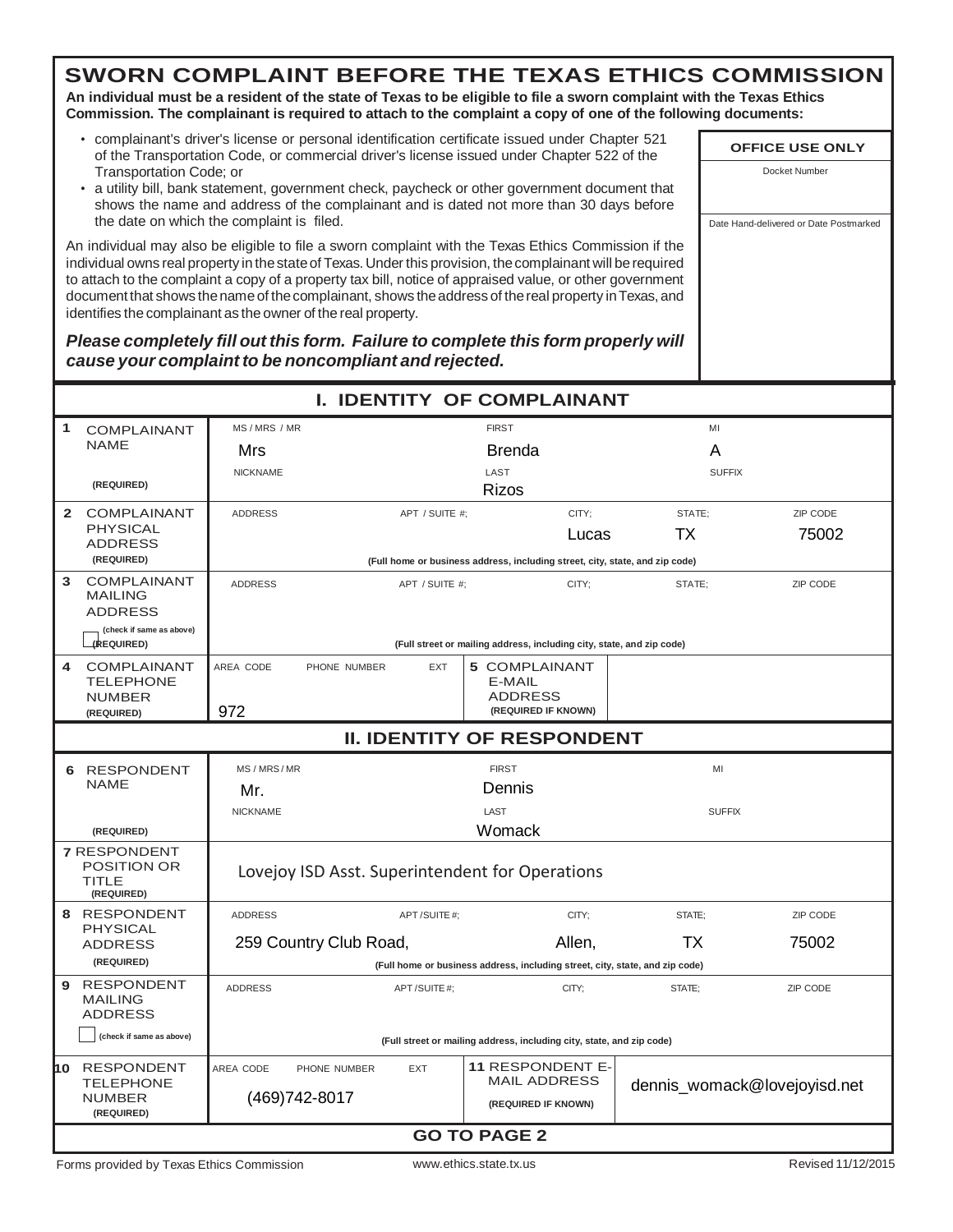# SWORN COMPLAINT BEFORE THE TEXAS ETHICS COMMISSION

**An individual must be a resident of the state of Texas to be eligible to file a sworn complaint with the Texas Ethics Commission. The complainant is required to attach to the complaint a copy of one of the following documents:**

- complainant's driver's license or personal identification certificate issued under Chapter 521 of the Transportation Code, or commercial driver's license issued under Chapter 522 of the Transportation Code; or
- a utility bill, bank statement, government check, paycheck or other government document that shows the name and address of the complainant and is dated not more than 30 days before the date on which the complaint is filed.

An individual may also be eligible to file a sworn complaint with the Texas Ethics Commission if the individual owns real property in the state of Texas. Under this provision, the complainant will be required to attach to the complaint a copy of a property tax bill, notice of appraised value, or other government document that shows the name of the complainant, shows the address of the real property in Texas, and identifies the complainant as the owner of the real property.

***Please completely fill out this form. Failure to complete this form properly will cause your complaint to be noncompliant and rejected.***

| OFFICE USE ONLY |
|---|
| Docket Number |
| Date Hand-delivered or Date Postmarked |

## I. IDENTITY OF COMPLAINANT

| | | | | | | |
|---|---|---|---|---|---|---|
| **1** COMPLAINANT NAME (REQUIRED) | MS / MRS / MR: Mrs | | FIRST: Brenda | | MI: A | |
| | NICKNAME: | | LAST: Rizos | | SUFFIX: | |
| **2** COMPLAINANT PHYSICAL ADDRESS (REQUIRED) | ADDRESS: | APT / SUITE #: | CITY: Lucas | | STATE: TX | ZIP CODE: 75002 |
| | (Full home or business address, including street, city, state, and zip code) | | | | | |
| **3** COMPLAINANT MAILING ADDRESS ☐ (check if same as above) (REQUIRED) | ADDRESS: | APT / SUITE #: | CITY: | | STATE: | ZIP CODE: |
| | (Full street or mailing address, including city, state, and zip code) | | | | | |
| **4** COMPLAINANT TELEPHONE NUMBER (REQUIRED) | AREA CODE: 972 | PHONE NUMBER: | EXT: | **5** COMPLAINANT E-MAIL ADDRESS (REQUIRED IF KNOWN) | | |

## II. IDENTITY OF RESPONDENT

| | | | | | | |
|---|---|---|---|---|---|---|
| **6** RESPONDENT NAME (REQUIRED) | MS / MRS / MR: Mr. | | FIRST: Dennis | | MI: | |
| | NICKNAME: | | LAST: Womack | | SUFFIX: | |
| **7** RESPONDENT POSITION OR TITLE (REQUIRED) | Lovejoy ISD Asst. Superintendent for Operations | | | | | |
| **8** RESPONDENT PHYSICAL ADDRESS (REQUIRED) | ADDRESS: 259 Country Club Road, | APT / SUITE #: | CITY: Allen, | | STATE: TX | ZIP CODE: 75002 |
| | (Full home or business address, including street, city, state, and zip code) | | | | | |
| **9** RESPONDENT MAILING ADDRESS ☐ (check if same as above) | ADDRESS: | APT / SUITE #: | CITY: | | STATE: | ZIP CODE: |
| | (Full street or mailing address, including city, state, and zip code) | | | | | |
| **10** RESPONDENT TELEPHONE NUMBER (REQUIRED) | AREA CODE / PHONE NUMBER: (469)742-8017 | | EXT: | **11** RESPONDENT E-MAIL ADDRESS (REQUIRED IF KNOWN) | dennis_womack@lovejoyisd.net | |

**GO TO PAGE 2**

Forms provided by Texas Ethics Commission www.ethics.state.tx.us Revised 11/12/2015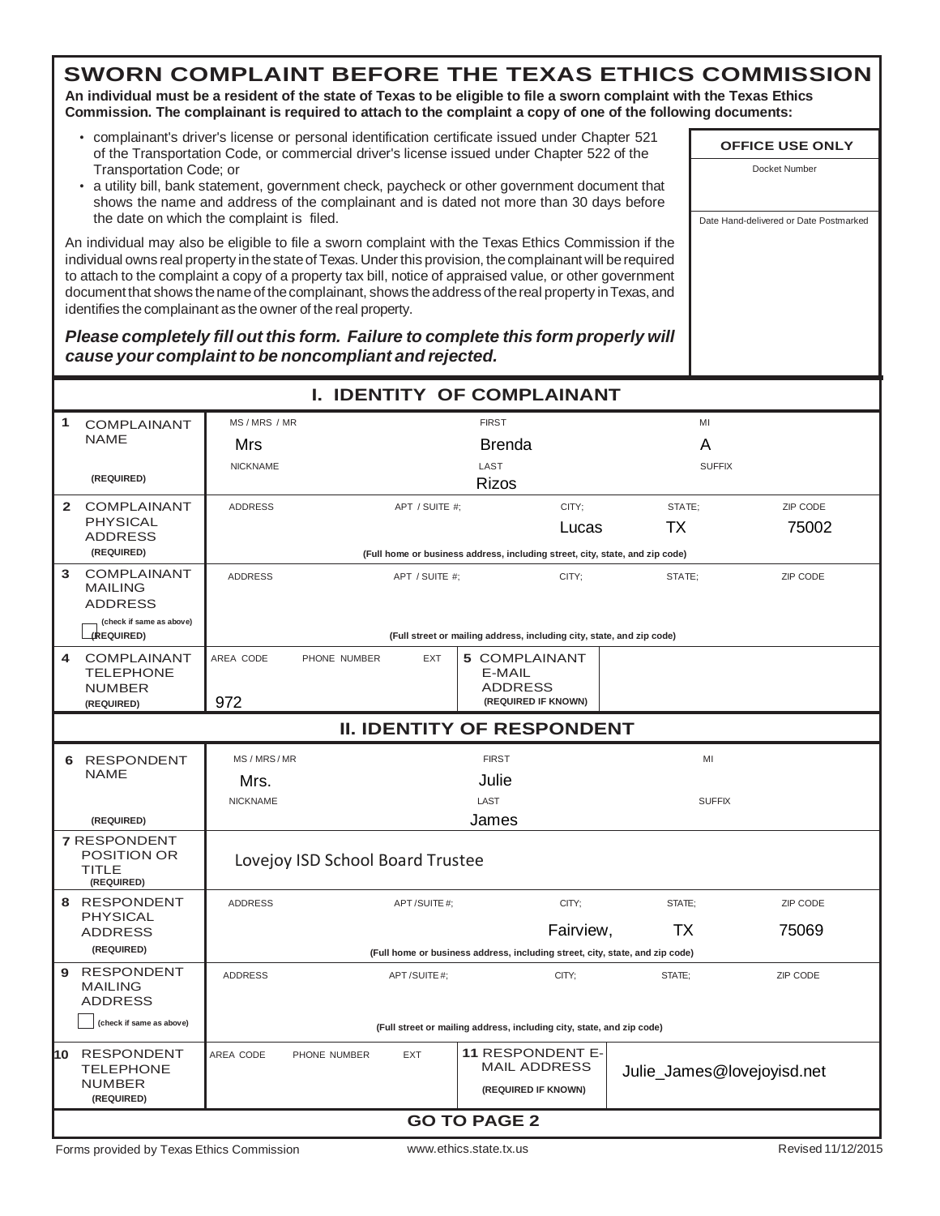# SWORN COMPLAINT BEFORE THE TEXAS ETHICS COMMISSION

**An individual must be a resident of the state of Texas to be eligible to file a sworn complaint with the Texas Ethics Commission. The complainant is required to attach to the complaint a copy of one of the following documents:**

- complainant's driver's license or personal identification certificate issued under Chapter 521 of the Transportation Code, or commercial driver's license issued under Chapter 522 of the Transportation Code; or
- a utility bill, bank statement, government check, paycheck or other government document that shows the name and address of the complainant and is dated not more than 30 days before the date on which the complaint is filed.

An individual may also be eligible to file a sworn complaint with the Texas Ethics Commission if the individual owns real property in the state of Texas. Under this provision, the complainant will be required to attach to the complaint a copy of a property tax bill, notice of appraised value, or other government document that shows the name of the complainant, shows the address of the real property in Texas, and identifies the complainant as the owner of the real property.

***Please completely fill out this form. Failure to complete this form properly will cause your complaint to be noncompliant and rejected.***

| OFFICE USE ONLY |
|---|
| Docket Number |
| Date Hand-delivered or Date Postmarked |

## I. IDENTITY OF COMPLAINANT

| | | | | | | |
|---|---|---|---|---|---|---|
| **1** COMPLAINANT NAME (REQUIRED) | MS / MRS / MR: Mrs | | FIRST: Brenda | | MI: A | |
| | NICKNAME: | | LAST: Rizos | | SUFFIX: | |
| **2** COMPLAINANT PHYSICAL ADDRESS (REQUIRED) | ADDRESS: | APT / SUITE #: | CITY: Lucas | | STATE: TX | ZIP CODE: 75002 |
| | (Full home or business address, including street, city, state, and zip code) | | | | | |
| **3** COMPLAINANT MAILING ADDRESS (check if same as above) (REQUIRED) | ADDRESS: | APT / SUITE #: | CITY: | | STATE: | ZIP CODE: |
| | (Full street or mailing address, including city, state, and zip code) | | | | | |
| **4** COMPLAINANT TELEPHONE NUMBER (REQUIRED) | AREA CODE: 972 | PHONE NUMBER: | EXT: | **5** COMPLAINANT E-MAIL ADDRESS (REQUIRED IF KNOWN) | | |

## II. IDENTITY OF RESPONDENT

| | | | | | | |
|---|---|---|---|---|---|---|
| **6** RESPONDENT NAME (REQUIRED) | MS / MRS / MR: Mrs. | | FIRST: Julie | | MI: | |
| | NICKNAME: | | LAST: James | | SUFFIX: | |
| **7** RESPONDENT POSITION OR TITLE (REQUIRED) | Lovejoy ISD School Board Trustee | | | | | |
| **8** RESPONDENT PHYSICAL ADDRESS (REQUIRED) | ADDRESS: | APT / SUITE #: | CITY: Fairview, | | STATE: TX | ZIP CODE: 75069 |
| | (Full home or business address, including street, city, state, and zip code) | | | | | |
| **9** RESPONDENT MAILING ADDRESS (check if same as above) | ADDRESS: | APT / SUITE #: | CITY: | | STATE: | ZIP CODE: |
| | (Full street or mailing address, including city, state, and zip code) | | | | | |
| **10** RESPONDENT TELEPHONE NUMBER (REQUIRED) | AREA CODE: | PHONE NUMBER: | EXT: | **11** RESPONDENT E-MAIL ADDRESS (REQUIRED IF KNOWN) | Julie_James@lovejoyisd.net | |

**GO TO PAGE 2**

Forms provided by Texas Ethics Commission | www.ethics.state.tx.us | Revised 11/12/2015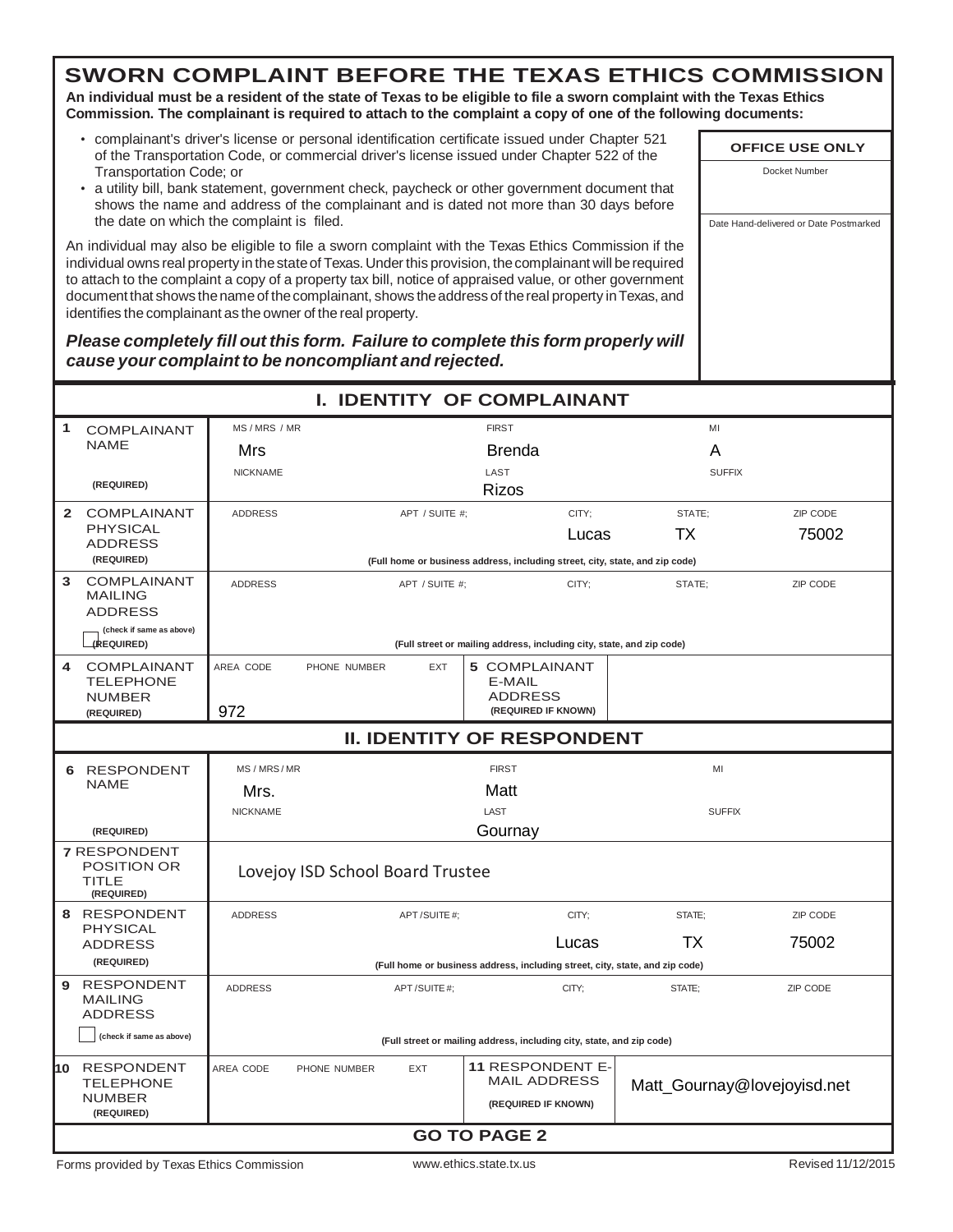# SWORN COMPLAINT BEFORE THE TEXAS ETHICS COMMISSION

**An individual must be a resident of the state of Texas to be eligible to file a sworn complaint with the Texas Ethics Commission. The complainant is required to attach to the complaint a copy of one of the following documents:**

- complainant's driver's license or personal identification certificate issued under Chapter 521 of the Transportation Code, or commercial driver's license issued under Chapter 522 of the Transportation Code; or
- a utility bill, bank statement, government check, paycheck or other government document that shows the name and address of the complainant and is dated not more than 30 days before the date on which the complaint is filed.

An individual may also be eligible to file a sworn complaint with the Texas Ethics Commission if the individual owns real property in the state of Texas. Under this provision, the complainant will be required to attach to the complaint a copy of a property tax bill, notice of appraised value, or other government document that shows the name of the complainant, shows the address of the real property in Texas, and identifies the complainant as the owner of the real property.

***Please completely fill out this form. Failure to complete this form properly will cause your complaint to be noncompliant and rejected.***

| OFFICE USE ONLY |
|---|
| Docket Number |
| Date Hand-delivered or Date Postmarked |

## I. IDENTITY OF COMPLAINANT

| | | | | | | |
|---|---|---|---|---|---|---|
| **1** COMPLAINANT NAME (REQUIRED) | MS / MRS / MR: Mrs | | FIRST: Brenda | | MI: A | |
| | NICKNAME: | | LAST: Rizos | | SUFFIX: | |
| **2** COMPLAINANT PHYSICAL ADDRESS (REQUIRED) | ADDRESS: | APT / SUITE #: | CITY: Lucas | | STATE: TX | ZIP CODE: 75002 |
| | (Full home or business address, including street, city, state, and zip code) | | | | | |
| **3** COMPLAINANT MAILING ADDRESS ☐ (check if same as above) (REQUIRED) | ADDRESS: | APT / SUITE #: | CITY: | | STATE: | ZIP CODE: |
| | (Full street or mailing address, including city, state, and zip code) | | | | | |
| **4** COMPLAINANT TELEPHONE NUMBER (REQUIRED) | AREA CODE: 972 | PHONE NUMBER: | EXT: | **5** COMPLAINANT E-MAIL ADDRESS (REQUIRED IF KNOWN) | | |

## II. IDENTITY OF RESPONDENT

| | | | | | | |
|---|---|---|---|---|---|---|
| **6** RESPONDENT NAME (REQUIRED) | MS / MRS / MR: Mrs. | | FIRST: Matt | | MI: | |
| | NICKNAME: | | LAST: Gournay | | SUFFIX: | |
| **7** RESPONDENT POSITION OR TITLE (REQUIRED) | Lovejoy ISD School Board Trustee | | | | | |
| **8** RESPONDENT PHYSICAL ADDRESS (REQUIRED) | ADDRESS: | APT / SUITE #: | CITY: Lucas | | STATE: TX | ZIP CODE: 75002 |
| | (Full home or business address, including street, city, state, and zip code) | | | | | |
| **9** RESPONDENT MAILING ADDRESS ☐ (check if same as above) | ADDRESS: | APT / SUITE #: | CITY: | | STATE: | ZIP CODE: |
| | (Full street or mailing address, including city, state, and zip code) | | | | | |
| **10** RESPONDENT TELEPHONE NUMBER (REQUIRED) | AREA CODE: | PHONE NUMBER: | EXT: | **11** RESPONDENT E-MAIL ADDRESS (REQUIRED IF KNOWN) | Matt_Gournay@lovejoyisd.net | |

**GO TO PAGE 2**

Forms provided by Texas Ethics Commission | www.ethics.state.tx.us | Revised 11/12/2015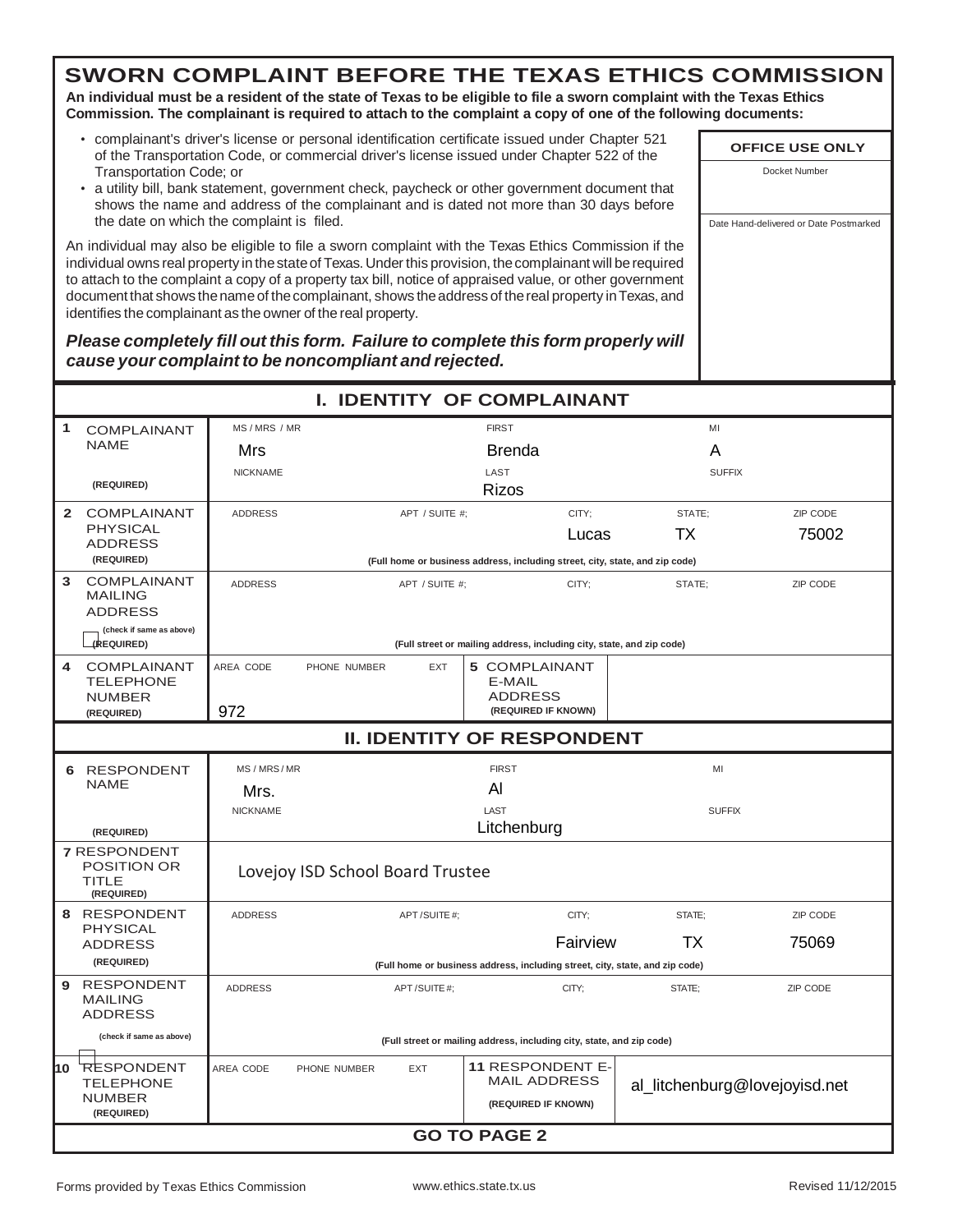# SWORN COMPLAINT BEFORE THE TEXAS ETHICS COMMISSION

**An individual must be a resident of the state of Texas to be eligible to file a sworn complaint with the Texas Ethics Commission. The complainant is required to attach to the complaint a copy of one of the following documents:**

- complainant's driver's license or personal identification certificate issued under Chapter 521 of the Transportation Code, or commercial driver's license issued under Chapter 522 of the Transportation Code; or
- a utility bill, bank statement, government check, paycheck or other government document that shows the name and address of the complainant and is dated not more than 30 days before the date on which the complaint is filed.

An individual may also be eligible to file a sworn complaint with the Texas Ethics Commission if the individual owns real property in the state of Texas. Under this provision, the complainant will be required to attach to the complaint a copy of a property tax bill, notice of appraised value, or other government document that shows the name of the complainant, shows the address of the real property in Texas, and identifies the complainant as the owner of the real property.

***Please completely fill out this form. Failure to complete this form properly will cause your complaint to be noncompliant and rejected.***

| OFFICE USE ONLY |
|---|
| Docket Number |
| Date Hand-delivered or Date Postmarked |

## I. IDENTITY OF COMPLAINANT

| | | | | | | |
|---|---|---|---|---|---|---|
| **1** COMPLAINANT NAME (REQUIRED) | MS / MRS / MR: Mrs | | FIRST: Brenda | | MI: A | |
| | NICKNAME: | | LAST: Rizos | | SUFFIX: | |
| **2** COMPLAINANT PHYSICAL ADDRESS (REQUIRED) | ADDRESS: | APT / SUITE #: | CITY: Lucas | | STATE: TX | ZIP CODE: 75002 |
| | (Full home or business address, including street, city, state, and zip code) | | | | | |
| **3** COMPLAINANT MAILING ADDRESS (check if same as above) (REQUIRED) | ADDRESS: | APT / SUITE #: | CITY: | | STATE: | ZIP CODE: |
| | (Full street or mailing address, including city, state, and zip code) | | | | | |
| **4** COMPLAINANT TELEPHONE NUMBER (REQUIRED) | AREA CODE: 972 | PHONE NUMBER: | EXT: | **5** COMPLAINANT E-MAIL ADDRESS (REQUIRED IF KNOWN) | | |

## II. IDENTITY OF RESPONDENT

| | | | | | | |
|---|---|---|---|---|---|---|
| **6** RESPONDENT NAME (REQUIRED) | MS / MRS / MR: Mrs. | | FIRST: Al | | MI: | |
| | NICKNAME: | | LAST: Litchenburg | | SUFFIX: | |
| **7** RESPONDENT POSITION OR TITLE (REQUIRED) | Lovejoy ISD School Board Trustee | | | | | |
| **8** RESPONDENT PHYSICAL ADDRESS (REQUIRED) | ADDRESS: | APT / SUITE #: | CITY: Fairview | | STATE: TX | ZIP CODE: 75069 |
| | (Full home or business address, including street, city, state, and zip code) | | | | | |
| **9** RESPONDENT MAILING ADDRESS (check if same as above) | ADDRESS: | APT / SUITE #: | CITY: | | STATE: | ZIP CODE: |
| | (Full street or mailing address, including city, state, and zip code) | | | | | |
| **10** RESPONDENT TELEPHONE NUMBER (REQUIRED) | AREA CODE: | PHONE NUMBER: | EXT: | **11** RESPONDENT E-MAIL ADDRESS (REQUIRED IF KNOWN) | al_litchenburg@lovejoyisd.net | |

**GO TO PAGE 2**

Forms provided by Texas Ethics Commission www.ethics.state.tx.us Revised 11/12/2015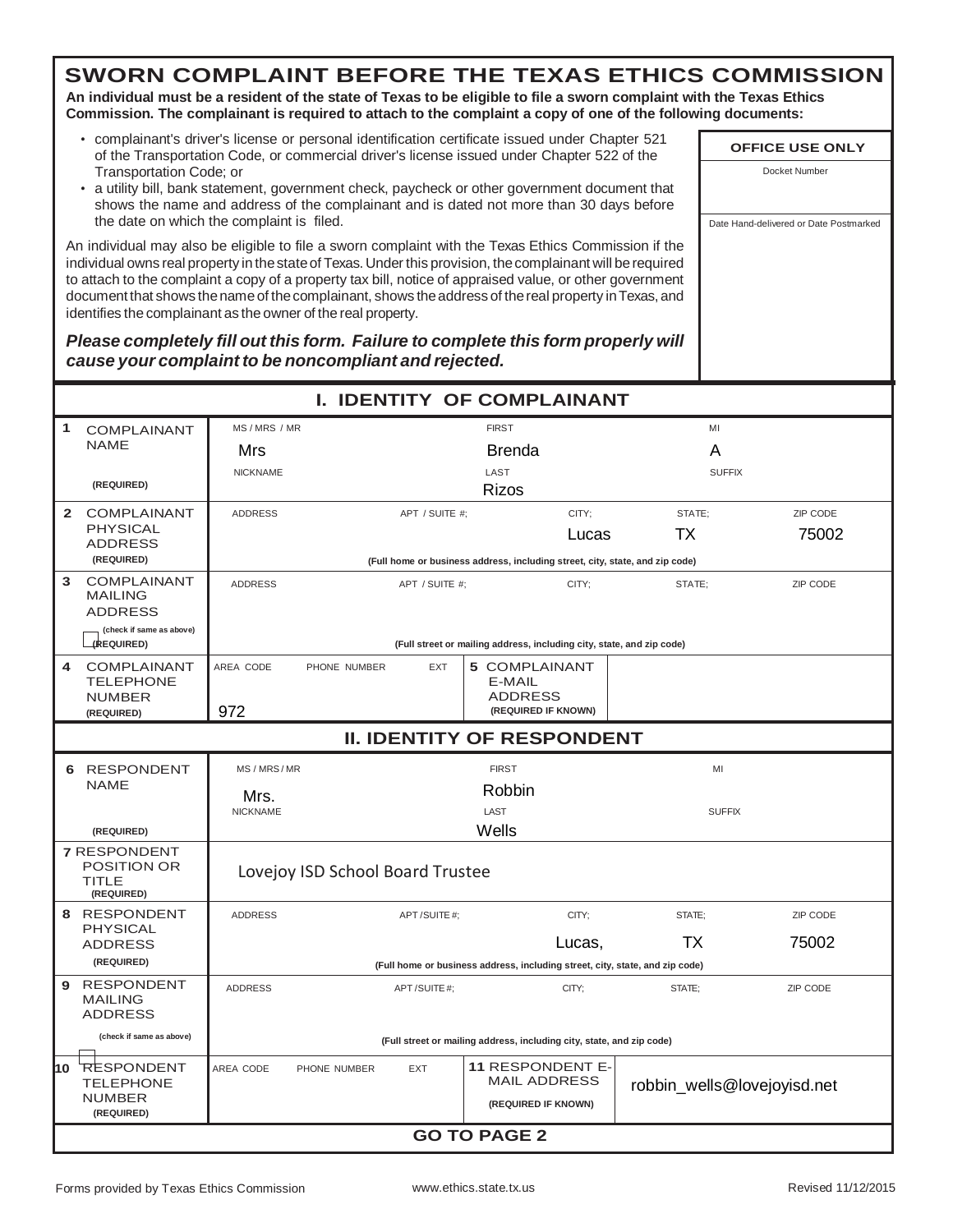# SWORN COMPLAINT BEFORE THE TEXAS ETHICS COMMISSION

**An individual must be a resident of the state of Texas to be eligible to file a sworn complaint with the Texas Ethics Commission. The complainant is required to attach to the complaint a copy of one of the following documents:**

- complainant's driver's license or personal identification certificate issued under Chapter 521 of the Transportation Code, or commercial driver's license issued under Chapter 522 of the Transportation Code; or
- a utility bill, bank statement, government check, paycheck or other government document that shows the name and address of the complainant and is dated not more than 30 days before the date on which the complaint is filed.

An individual may also be eligible to file a sworn complaint with the Texas Ethics Commission if the individual owns real property in the state of Texas. Under this provision, the complainant will be required to attach to the complaint a copy of a property tax bill, notice of appraised value, or other government document that shows the name of the complainant, shows the address of the real property in Texas, and identifies the complainant as the owner of the real property.

***Please completely fill out this form. Failure to complete this form properly will cause your complaint to be noncompliant and rejected.***

| OFFICE USE ONLY |
|---|
| Docket Number |
| Date Hand-delivered or Date Postmarked |

## I. IDENTITY OF COMPLAINANT

| | | | | | |
|---|---|---|---|---|---|
| **1** COMPLAINANT NAME (REQUIRED) | MS / MRS / MR: Mrs | FIRST: Brenda | | MI: A | |
| | NICKNAME: | LAST: Rizos | | SUFFIX: | |
| **2** COMPLAINANT PHYSICAL ADDRESS (REQUIRED) | ADDRESS: | APT / SUITE #: | CITY: Lucas | STATE: TX | ZIP CODE: 75002 |
| | (Full home or business address, including street, city, state, and zip code) | | | | |
| **3** COMPLAINANT MAILING ADDRESS (check if same as above) ☐ (REQUIRED) | ADDRESS: | APT / SUITE #: | CITY: | STATE: | ZIP CODE: |
| | (Full street or mailing address, including city, state, and zip code) | | | | |
| **4** COMPLAINANT TELEPHONE NUMBER (REQUIRED) | AREA CODE: 972 | PHONE NUMBER: | EXT: | **5** COMPLAINANT E-MAIL ADDRESS (REQUIRED IF KNOWN) | |

## II. IDENTITY OF RESPONDENT

| | | | | | |
|---|---|---|---|---|---|
| **6** RESPONDENT NAME (REQUIRED) | MS / MRS / MR: Mrs. | FIRST: Robbin | | MI: | |
| | NICKNAME: | LAST: Wells | | SUFFIX: | |
| **7** RESPONDENT POSITION OR TITLE (REQUIRED) | Lovejoy ISD School Board Trustee | | | | |
| **8** RESPONDENT PHYSICAL ADDRESS (REQUIRED) | ADDRESS: | APT / SUITE #: | CITY: Lucas, | STATE: TX | ZIP CODE: 75002 |
| | (Full home or business address, including street, city, state, and zip code) | | | | |
| **9** RESPONDENT MAILING ADDRESS (check if same as above) ☐ | ADDRESS: | APT / SUITE #: | CITY: | STATE: | ZIP CODE: |
| | (Full street or mailing address, including city, state, and zip code) | | | | |
| **10** RESPONDENT TELEPHONE NUMBER (REQUIRED) | AREA CODE: | PHONE NUMBER: | EXT: | **11** RESPONDENT E-MAIL ADDRESS (REQUIRED IF KNOWN) | robbin_wells@lovejoyisd.net |

**GO TO PAGE 2**

Forms provided by Texas Ethics Commission www.ethics.state.tx.us Revised 11/12/2015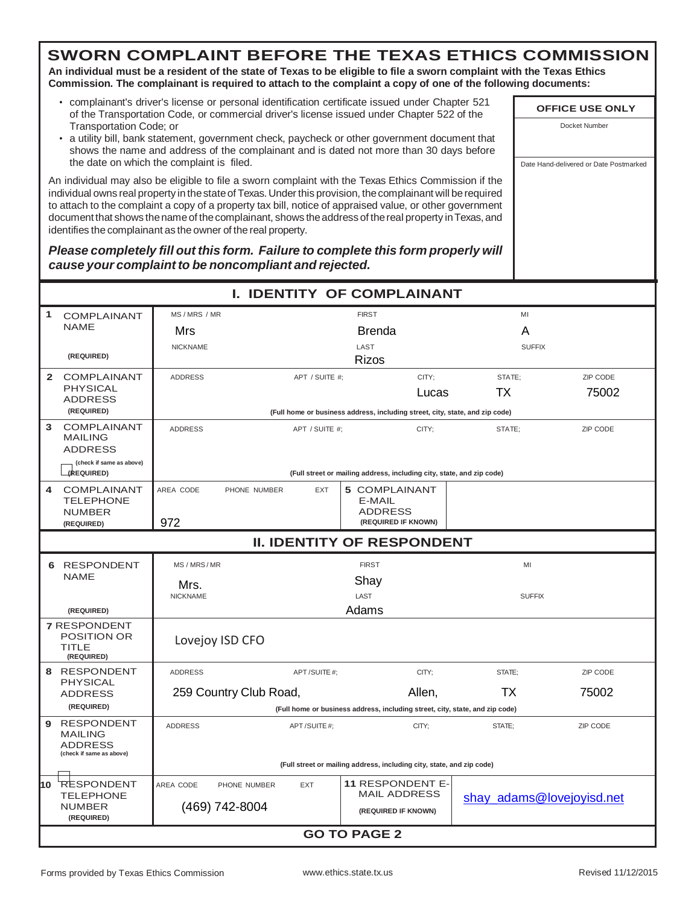# SWORN COMPLAINT BEFORE THE TEXAS ETHICS COMMISSION

**An individual must be a resident of the state of Texas to be eligible to file a sworn complaint with the Texas Ethics Commission. The complainant is required to attach to the complaint a copy of one of the following documents:**

- complainant's driver's license or personal identification certificate issued under Chapter 521 of the Transportation Code, or commercial driver's license issued under Chapter 522 of the Transportation Code; or
- a utility bill, bank statement, government check, paycheck or other government document that shows the name and address of the complainant and is dated not more than 30 days before the date on which the complaint is filed.

An individual may also be eligible to file a sworn complaint with the Texas Ethics Commission if the individual owns real property in the state of Texas. Under this provision, the complainant will be required to attach to the complaint a copy of a property tax bill, notice of appraised value, or other government document that shows the name of the complainant, shows the address of the real property in Texas, and identifies the complainant as the owner of the real property.

***Please completely fill out this form. Failure to complete this form properly will cause your complaint to be noncompliant and rejected.***

| OFFICE USE ONLY |
|---|
| Docket Number |
| Date Hand-delivered or Date Postmarked |

## I. IDENTITY OF COMPLAINANT

| | | | | | |
|---|---|---|---|---|---|
| **1** COMPLAINANT NAME (REQUIRED) | MS / MRS / MR: Mrs | FIRST: Brenda | MI: A | | |
| | NICKNAME: | LAST: Rizos | SUFFIX: | | |
| **2** COMPLAINANT PHYSICAL ADDRESS (REQUIRED) | ADDRESS: | APT / SUITE #: | CITY: Lucas | STATE: TX | ZIP CODE: 75002 |
| | (Full home or business address, including street, city, state, and zip code) | | | | |
| **3** COMPLAINANT MAILING ADDRESS (check if same as above) ☐ (REQUIRED) | ADDRESS: | APT / SUITE #: | CITY: | STATE: | ZIP CODE: |
| | (Full street or mailing address, including city, state, and zip code) | | | | |
| **4** COMPLAINANT TELEPHONE NUMBER (REQUIRED) | AREA CODE: 972 | PHONE NUMBER: | EXT: | **5** COMPLAINANT E-MAIL ADDRESS (REQUIRED IF KNOWN) | |

## II. IDENTITY OF RESPONDENT

| | | | | | |
|---|---|---|---|---|---|
| **6** RESPONDENT NAME (REQUIRED) | MS / MRS / MR: Mrs. | FIRST: Shay | MI: | | |
| | NICKNAME: | LAST: Adams | SUFFIX: | | |
| **7** RESPONDENT POSITION OR TITLE (REQUIRED) | Lovejoy ISD CFO | | | | |
| **8** RESPONDENT PHYSICAL ADDRESS (REQUIRED) | ADDRESS: 259 Country Club Road, | APT / SUITE #: | CITY: Allen, | STATE: TX | ZIP CODE: 75002 |
| | (Full home or business address, including street, city, state, and zip code) | | | | |
| **9** RESPONDENT MAILING ADDRESS (check if same as above) ☐ | ADDRESS: | APT / SUITE #: | CITY: | STATE: | ZIP CODE: |
| | (Full street or mailing address, including city, state, and zip code) | | | | |
| **10** RESPONDENT TELEPHONE NUMBER (REQUIRED) | AREA CODE / PHONE NUMBER: (469) 742-8004 | EXT: | **11** RESPONDENT E-MAIL ADDRESS (REQUIRED IF KNOWN) | shay_adams@lovejoyisd.net | |

**GO TO PAGE 2**

Forms provided by Texas Ethics Commission www.ethics.state.tx.us Revised 11/12/2015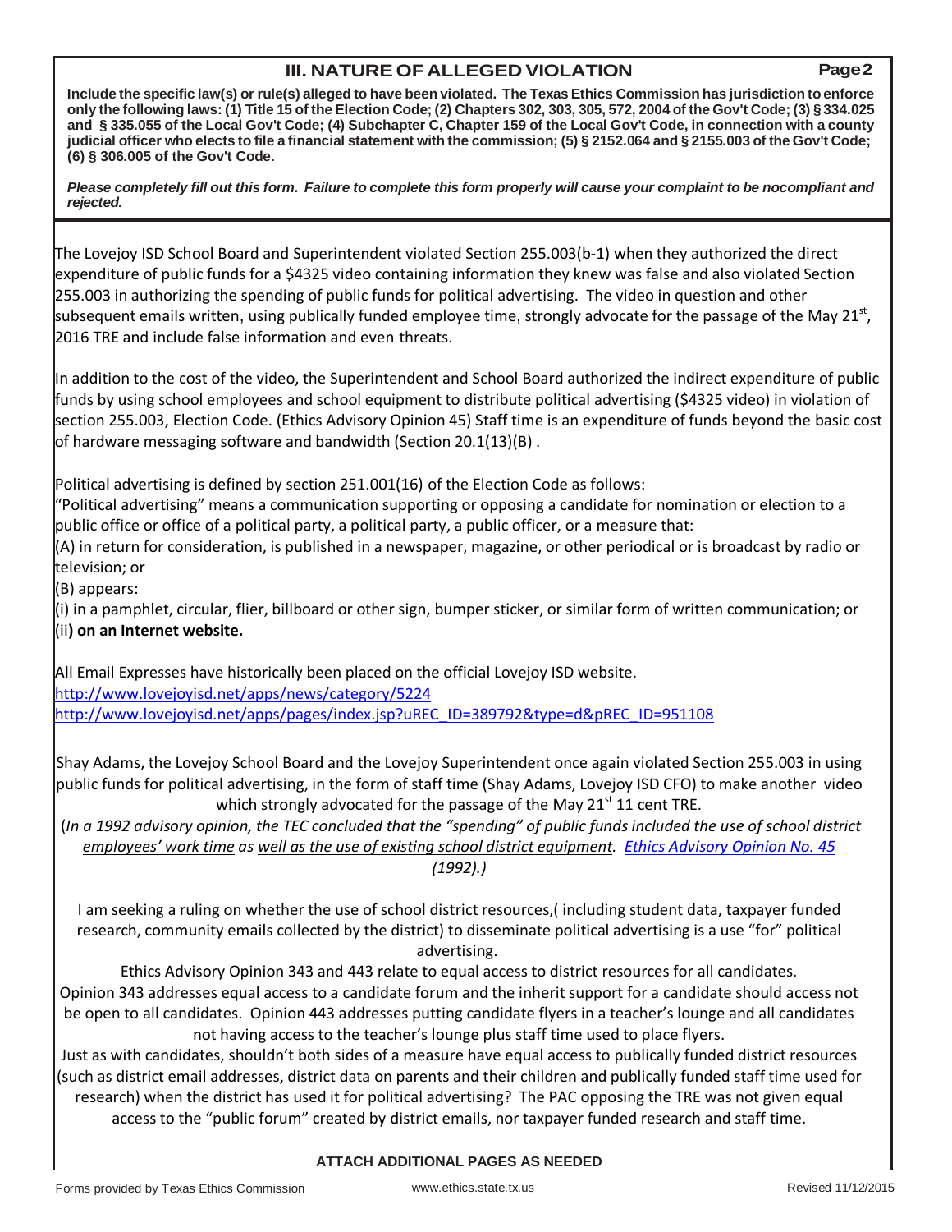## III. NATURE OF ALLEGED VIOLATION

**Page 2**

**Include the specific law(s) or rule(s) alleged to have been violated. The Texas Ethics Commission has jurisdiction to enforce only the following laws: (1) Title 15 of the Election Code; (2) Chapters 302, 303, 305, 572, 2004 of the Gov't Code; (3) § 334.025 and § 335.055 of the Local Gov't Code; (4) Subchapter C, Chapter 159 of the Local Gov't Code, in connection with a county judicial officer who elects to file a financial statement with the commission; (5) § 2152.064 and § 2155.003 of the Gov't Code; (6) § 306.005 of the Gov't Code.**

***Please completely fill out this form. Failure to complete this form properly will cause your complaint to be nocompliant and rejected.***

The Lovejoy ISD School Board and Superintendent violated Section 255.003(b-1) when they authorized the direct expenditure of public funds for a $4325 video containing information they knew was false and also violated Section 255.003 in authorizing the spending of public funds for political advertising. The video in question and other subsequent emails written, using publically funded employee time, strongly advocate for the passage of the May 21st, 2016 TRE and include false information and even threats.

In addition to the cost of the video, the Superintendent and School Board authorized the indirect expenditure of public funds by using school employees and school equipment to distribute political advertising ($4325 video) in violation of section 255.003, Election Code. (Ethics Advisory Opinion 45) Staff time is an expenditure of funds beyond the basic cost of hardware messaging software and bandwidth (Section 20.1(13)(B) .

Political advertising is defined by section 251.001(16) of the Election Code as follows:
"Political advertising" means a communication supporting or opposing a candidate for nomination or election to a public office or office of a political party, a political party, a public officer, or a measure that:
(A) in return for consideration, is published in a newspaper, magazine, or other periodical or is broadcast by radio or television; or
(B) appears:
(i) in a pamphlet, circular, flier, billboard or other sign, bumper sticker, or similar form of written communication; or
(ii**) on an Internet website.**

All Email Expresses have historically been placed on the official Lovejoy ISD website.
http://www.lovejoyisd.net/apps/news/category/5224
http://www.lovejoyisd.net/apps/pages/index.jsp?uREC_ID=389792&type=d&pREC_ID=951108

Shay Adams, the Lovejoy School Board and the Lovejoy Superintendent once again violated Section 255.003 in using public funds for political advertising, in the form of staff time (Shay Adams, Lovejoy ISD CFO) to make another video which strongly advocated for the passage of the May 21st 11 cent TRE.

(*In a 1992 advisory opinion, the TEC concluded that the "spending" of public funds included the use of school district employees' work time as well as the use of existing school district equipment. Ethics Advisory Opinion No. 45 (1992).)*

I am seeking a ruling on whether the use of school district resources,( including student data, taxpayer funded research, community emails collected by the district) to disseminate political advertising is a use "for" political advertising.

Ethics Advisory Opinion 343 and 443 relate to equal access to district resources for all candidates. Opinion 343 addresses equal access to a candidate forum and the inherit support for a candidate should access not be open to all candidates. Opinion 443 addresses putting candidate flyers in a teacher's lounge and all candidates not having access to the teacher's lounge plus staff time used to place flyers.

Just as with candidates, shouldn't both sides of a measure have equal access to publically funded district resources (such as district email addresses, district data on parents and their children and publically funded staff time used for research) when the district has used it for political advertising? The PAC opposing the TRE was not given equal access to the "public forum" created by district emails, nor taxpayer funded research and staff time.

**ATTACH ADDITIONAL PAGES AS NEEDED**

Forms provided by Texas Ethics Commission www.ethics.state.tx.us Revised 11/12/2015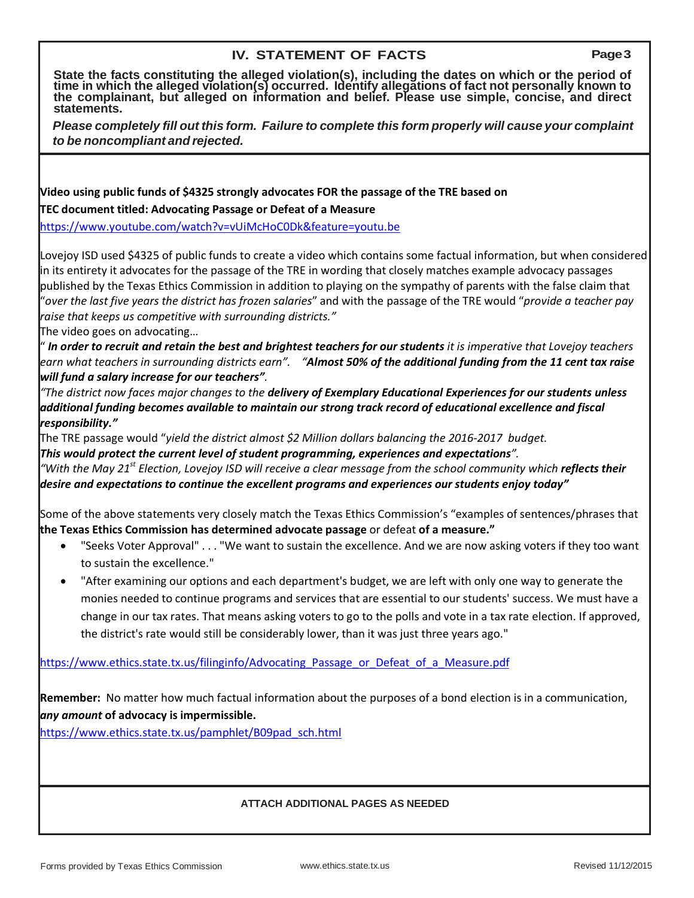## IV. STATEMENT OF FACTS

**State the facts constituting the alleged violation(s), including the dates on which or the period of time in which the alleged violation(s) occurred. Identify allegations of fact not personally known to the complainant, but alleged on information and belief. Please use simple, concise, and direct statements.**

***Please completely fill out this form. Failure to complete this form properly will cause your complaint to be noncompliant and rejected.***

**Video using public funds of $4325 strongly advocates FOR the passage of the TRE based on TEC document titled: Advocating Passage or Defeat of a Measure**

https://www.youtube.com/watch?v=vUiMcHoC0Dk&feature=youtu.be

Lovejoy ISD used $4325 of public funds to create a video which contains some factual information, but when considered in its entirety it advocates for the passage of the TRE in wording that closely matches example advocacy passages published by the Texas Ethics Commission in addition to playing on the sympathy of parents with the false claim that "*over the last five years the district has frozen salaries*" and with the passage of the TRE would "*provide a teacher pay raise that keeps us competitive with surrounding districts.*"

The video goes on advocating…

" ***In order to recruit and retain the best and brightest teachers for our students*** *it is imperative that Lovejoy teachers earn what teachers in surrounding districts earn".* ***"Almost 50% of the additional funding from the 11 cent tax raise will fund a salary increase for our teachers"****.*

*"The district now faces major changes to the* ***delivery of Exemplary Educational Experiences for our students unless additional funding becomes available to maintain our strong track record of educational excellence and fiscal responsibility."***

The TRE passage would "*yield the district almost $2 Million dollars balancing the 2016-2017 budget.*

***This would protect the current level of student programming, experiences and expectations****".*

*"With the May 21st Election, Lovejoy ISD will receive a clear message from the school community which* ***reflects their desire and expectations to continue the excellent programs and experiences our students enjoy today"***

Some of the above statements very closely match the Texas Ethics Commission's "examples of sentences/phrases that **the Texas Ethics Commission has determined advocate passage** or defeat **of a measure."**

- "Seeks Voter Approval" . . . "We want to sustain the excellence. And we are now asking voters if they too want to sustain the excellence."
- "After examining our options and each department's budget, we are left with only one way to generate the monies needed to continue programs and services that are essential to our students' success. We must have a change in our tax rates. That means asking voters to go to the polls and vote in a tax rate election. If approved, the district's rate would still be considerably lower, than it was just three years ago."

https://www.ethics.state.tx.us/filinginfo/Advocating_Passage_or_Defeat_of_a_Measure.pdf

**Remember:** No matter how much factual information about the purposes of a bond election is in a communication, ***any amount*** **of advocacy is impermissible.**

https://www.ethics.state.tx.us/pamphlet/B09pad_sch.html

**ATTACH ADDITIONAL PAGES AS NEEDED**

Forms provided by Texas Ethics Commission www.ethics.state.tx.us Revised 11/12/2015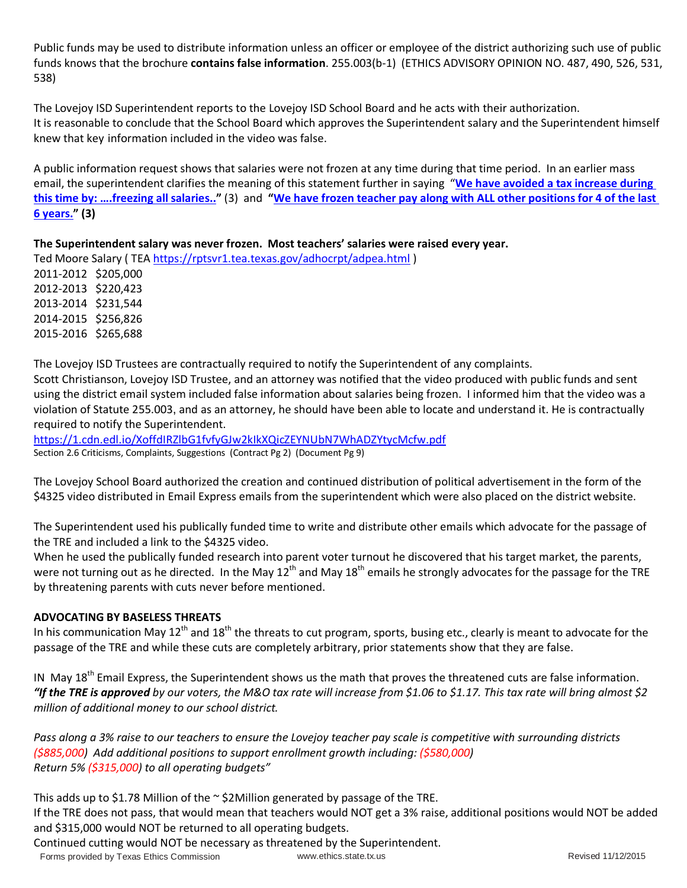Public funds may be used to distribute information unless an officer or employee of the district authorizing such use of public funds knows that the brochure **contains false information**. 255.003(b-1) (ETHICS ADVISORY OPINION NO. 487, 490, 526, 531, 538)

The Lovejoy ISD Superintendent reports to the Lovejoy ISD School Board and he acts with their authorization.
It is reasonable to conclude that the School Board which approves the Superintendent salary and the Superintendent himself knew that key information included in the video was false.

A public information request shows that salaries were not frozen at any time during that time period. In an earlier mass email, the superintendent clarifies the meaning of this statement further in saying "**We have avoided a tax increase during this time by: ….freezing all salaries..**" (3) and "**We have frozen teacher pay along with ALL other positions for 4 of the last 6 years.**" **(3)**

**The Superintendent salary was never frozen. Most teachers' salaries were raised every year.**

Ted Moore Salary ( TEA https://rptsvr1.tea.texas.gov/adhocrpt/adpea.html )

2011-2012 $205,000
2012-2013 $220,423
2013-2014 $231,544
2014-2015 $256,826
2015-2016 $265,688

The Lovejoy ISD Trustees are contractually required to notify the Superintendent of any complaints.
Scott Christianson, Lovejoy ISD Trustee, and an attorney was notified that the video produced with public funds and sent using the district email system included false information about salaries being frozen. I informed him that the video was a violation of Statute 255.003, and as an attorney, he should have been able to locate and understand it. He is contractually required to notify the Superintendent.
https://1.cdn.edl.io/XoffdIRZlbG1fvfyGJw2kIkXQicZEYNUbN7WhADZYtycMcfw.pdf
Section 2.6 Criticisms, Complaints, Suggestions (Contract Pg 2) (Document Pg 9)

The Lovejoy School Board authorized the creation and continued distribution of political advertisement in the form of the $4325 video distributed in Email Express emails from the superintendent which were also placed on the district website.

The Superintendent used his publically funded time to write and distribute other emails which advocate for the passage of the TRE and included a link to the $4325 video.
When he used the publically funded research into parent voter turnout he discovered that his target market, the parents, were not turning out as he directed. In the May 12th and May 18th emails he strongly advocates for the passage for the TRE by threatening parents with cuts never before mentioned.

**ADVOCATING BY BASELESS THREATS**

In his communication May 12th and 18th the threats to cut program, sports, busing etc., clearly is meant to advocate for the passage of the TRE and while these cuts are completely arbitrary, prior statements show that they are false.

IN May 18th Email Express, the Superintendent shows us the math that proves the threatened cuts are false information.
***"If the TRE is approved*** *by our voters, the M&O tax rate will increase from $1.06 to $1.17. This tax rate will bring almost $2 million of additional money to our school district.*

*Pass along a 3% raise to our teachers to ensure the Lovejoy teacher pay scale is competitive with surrounding districts ($885,000) Add additional positions to support enrollment growth including: ($580,000)*
*Return 5% ($315,000) to all operating budgets"*

This adds up to $1.78 Million of the ~ $2Million generated by passage of the TRE.
If the TRE does not pass, that would mean that teachers would NOT get a 3% raise, additional positions would NOT be added and $315,000 would NOT be returned to all operating budgets.
Continued cutting would NOT be necessary as threatened by the Superintendent.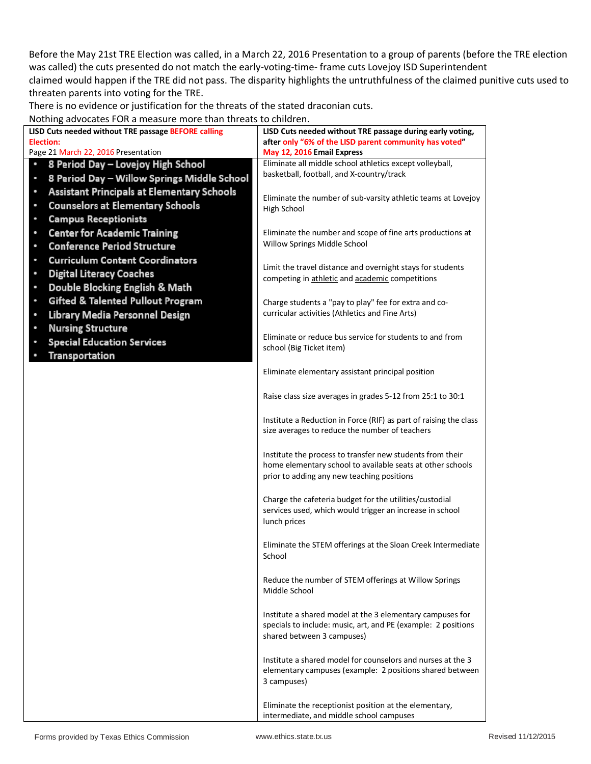Before the May 21st TRE Election was called, in a March 22, 2016 Presentation to a group of parents (before the TRE election was called) the cuts presented do not match the early-voting-time- frame cuts Lovejoy ISD Superintendent claimed would happen if the TRE did not pass. The disparity highlights the untruthfulness of the claimed punitive cuts used to threaten parents into voting for the TRE.

There is no evidence or justification for the threats of the stated draconian cuts.

Nothing advocates FOR a measure more than threats to children.

| **LISD Cuts needed without TRE passage BEFORE calling Election:** Page 21 March 22, 2016 Presentation | **LISD Cuts needed without TRE passage during early voting, after only "6% of the LISD parent community has voted" May 12, 2016 Email Express** |
|---|---|
| • 8 Period Day – Lovejoy High School<br>• 8 Period Day – Willow Springs Middle School<br>• Assistant Principals at Elementary Schools<br>• Counselors at Elementary Schools<br>• Campus Receptionists<br>• Center for Academic Training<br>• Conference Period Structure<br>• Curriculum Content Coordinators<br>• Digital Literacy Coaches<br>• Double Blocking English & Math<br>• Gifted & Talented Pullout Program<br>• Library Media Personnel Design<br>• Nursing Structure<br>• Special Education Services<br>• Transportation | Eliminate all middle school athletics except volleyball, basketball, football, and X-country/track<br><br>Eliminate the number of sub-varsity athletic teams at Lovejoy High School<br><br>Eliminate the number and scope of fine arts productions at Willow Springs Middle School<br><br>Limit the travel distance and overnight stays for students competing in athletic and academic competitions<br><br>Charge students a "pay to play" fee for extra and co-curricular activities (Athletics and Fine Arts)<br><br>Eliminate or reduce bus service for students to and from school (Big Ticket item)<br><br>Eliminate elementary assistant principal position<br><br>Raise class size averages in grades 5-12 from 25:1 to 30:1<br><br>Institute a Reduction in Force (RIF) as part of raising the class size averages to reduce the number of teachers<br><br>Institute the process to transfer new students from their home elementary school to available seats at other schools prior to adding any new teaching positions<br><br>Charge the cafeteria budget for the utilities/custodial services used, which would trigger an increase in school lunch prices<br><br>Eliminate the STEM offerings at the Sloan Creek Intermediate School<br><br>Reduce the number of STEM offerings at Willow Springs Middle School<br><br>Institute a shared model at the 3 elementary campuses for specials to include: music, art, and PE (example: 2 positions shared between 3 campuses)<br><br>Institute a shared model for counselors and nurses at the 3 elementary campuses (example: 2 positions shared between 3 campuses)<br><br>Eliminate the receptionist position at the elementary, intermediate, and middle school campuses |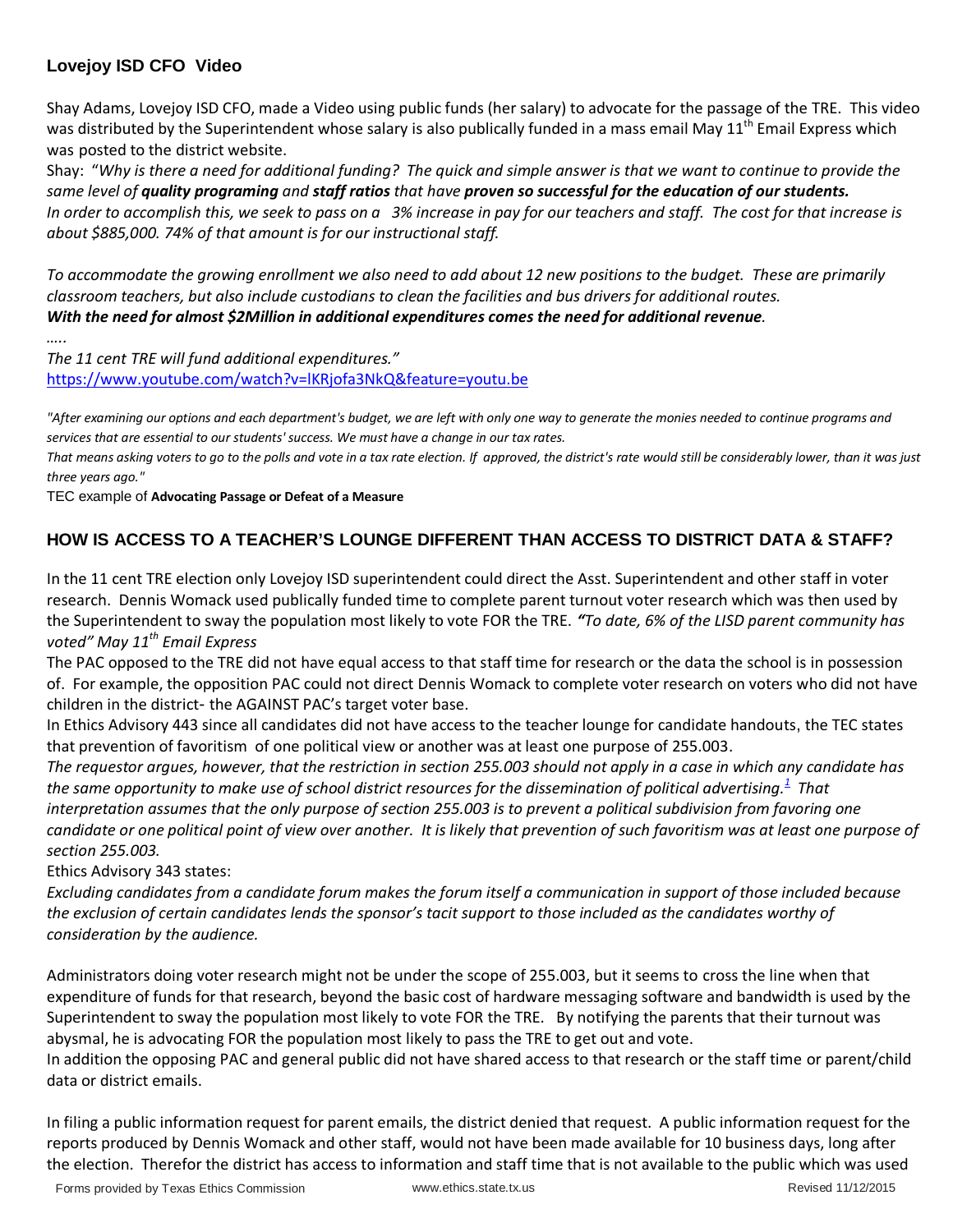## Lovejoy ISD CFO Video

Shay Adams, Lovejoy ISD CFO, made a Video using public funds (her salary) to advocate for the passage of the TRE. This video was distributed by the Superintendent whose salary is also publically funded in a mass email May 11th Email Express which was posted to the district website.

Shay: "*Why is there a need for additional funding? The quick and simple answer is that we want to continue to provide the same level of **quality programing** and **staff ratios** that have **proven so successful for the education of our students.** In order to accomplish this, we seek to pass on a 3% increase in pay for our teachers and staff. The cost for that increase is about $885,000. 74% of that amount is for our instructional staff.*

*To accommodate the growing enrollment we also need to add about 12 new positions to the budget. These are primarily classroom teachers, but also include custodians to clean the facilities and bus drivers for additional routes.*
***With the need for almost $2Million in additional expenditures comes the need for additional revenue**.*

*…..*

*The 11 cent TRE will fund additional expenditures."*
https://www.youtube.com/watch?v=lKRjofa3NkQ&feature=youtu.be

*"After examining our options and each department's budget, we are left with only one way to generate the monies needed to continue programs and services that are essential to our students' success. We must have a change in our tax rates.*
*That means asking voters to go to the polls and vote in a tax rate election. If approved, the district's rate would still be considerably lower, than it was just three years ago."*

TEC example of **Advocating Passage or Defeat of a Measure**

## HOW IS ACCESS TO A TEACHER'S LOUNGE DIFFERENT THAN ACCESS TO DISTRICT DATA & STAFF?

In the 11 cent TRE election only Lovejoy ISD superintendent could direct the Asst. Superintendent and other staff in voter research. Dennis Womack used publically funded time to complete parent turnout voter research which was then used by the Superintendent to sway the population most likely to vote FOR the TRE. ***"****To date, 6% of the LISD parent community has voted" May 11th Email Express*

The PAC opposed to the TRE did not have equal access to that staff time for research or the data the school is in possession of. For example, the opposition PAC could not direct Dennis Womack to complete voter research on voters who did not have children in the district- the AGAINST PAC's target voter base.

In Ethics Advisory 443 since all candidates did not have access to the teacher lounge for candidate handouts, the TEC states that prevention of favoritism of one political view or another was at least one purpose of 255.003.

*The requestor argues, however, that the restriction in section 255.003 should not apply in a case in which any candidate has the same opportunity to make use of school district resources for the dissemination of political advertising.[1] That interpretation assumes that the only purpose of section 255.003 is to prevent a political subdivision from favoring one candidate or one political point of view over another. It is likely that prevention of such favoritism was at least one purpose of section 255.003.*

Ethics Advisory 343 states:

*Excluding candidates from a candidate forum makes the forum itself a communication in support of those included because the exclusion of certain candidates lends the sponsor's tacit support to those included as the candidates worthy of consideration by the audience.*

Administrators doing voter research might not be under the scope of 255.003, but it seems to cross the line when that expenditure of funds for that research, beyond the basic cost of hardware messaging software and bandwidth is used by the Superintendent to sway the population most likely to vote FOR the TRE. By notifying the parents that their turnout was abysmal, he is advocating FOR the population most likely to pass the TRE to get out and vote.

In addition the opposing PAC and general public did not have shared access to that research or the staff time or parent/child data or district emails.

In filing a public information request for parent emails, the district denied that request. A public information request for the reports produced by Dennis Womack and other staff, would not have been made available for 10 business days, long after the election. Therefor the district has access to information and staff time that is not available to the public which was used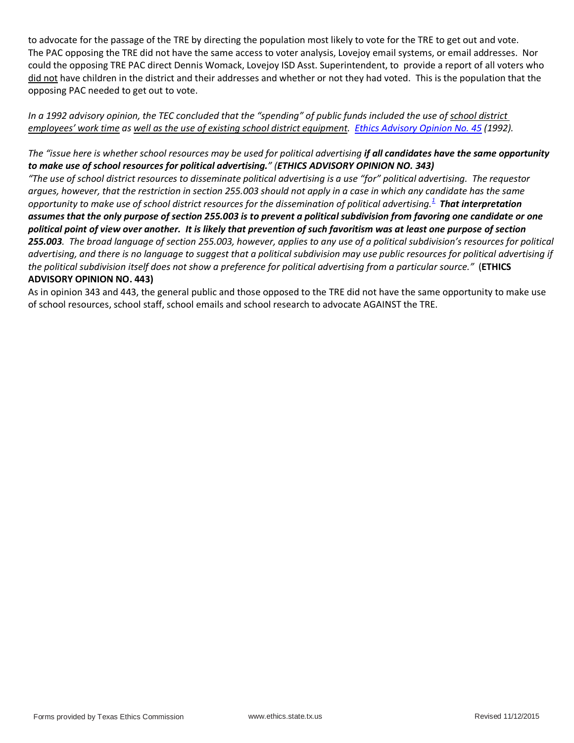to advocate for the passage of the TRE by directing the population most likely to vote for the TRE to get out and vote. The PAC opposing the TRE did not have the same access to voter analysis, Lovejoy email systems, or email addresses. Nor could the opposing TRE PAC direct Dennis Womack, Lovejoy ISD Asst. Superintendent, to provide a report of all voters who did not have children in the district and their addresses and whether or not they had voted. This is the population that the opposing PAC needed to get out to vote.

*In a 1992 advisory opinion, the TEC concluded that the "spending" of public funds included the use of school district employees' work time as well as the use of existing school district equipment. Ethics Advisory Opinion No. 45 (1992).*

*The "issue here is whether school resources may be used for political advertising **if all candidates have the same opportunity to make use of school resources for political advertising.**" (**ETHICS ADVISORY OPINION NO. 343)***

*"The use of school district resources to disseminate political advertising is a use "for" political advertising. The requestor argues, however, that the restriction in section 255.003 should not apply in a case in which any candidate has the same opportunity to make use of school district resources for the dissemination of political advertising.[1] **That interpretation assumes that the only purpose of section 255.003 is to prevent a political subdivision from favoring one candidate or one political point of view over another. It is likely that prevention of such favoritism was at least one purpose of section 255.003**. The broad language of section 255.003, however, applies to any use of a political subdivision's resources for political advertising, and there is no language to suggest that a political subdivision may use public resources for political advertising if the political subdivision itself does not show a preference for political advertising from a particular source."* (**ETHICS ADVISORY OPINION NO. 443)**

As in opinion 343 and 443, the general public and those opposed to the TRE did not have the same opportunity to make use of school resources, school staff, school emails and school research to advocate AGAINST the TRE.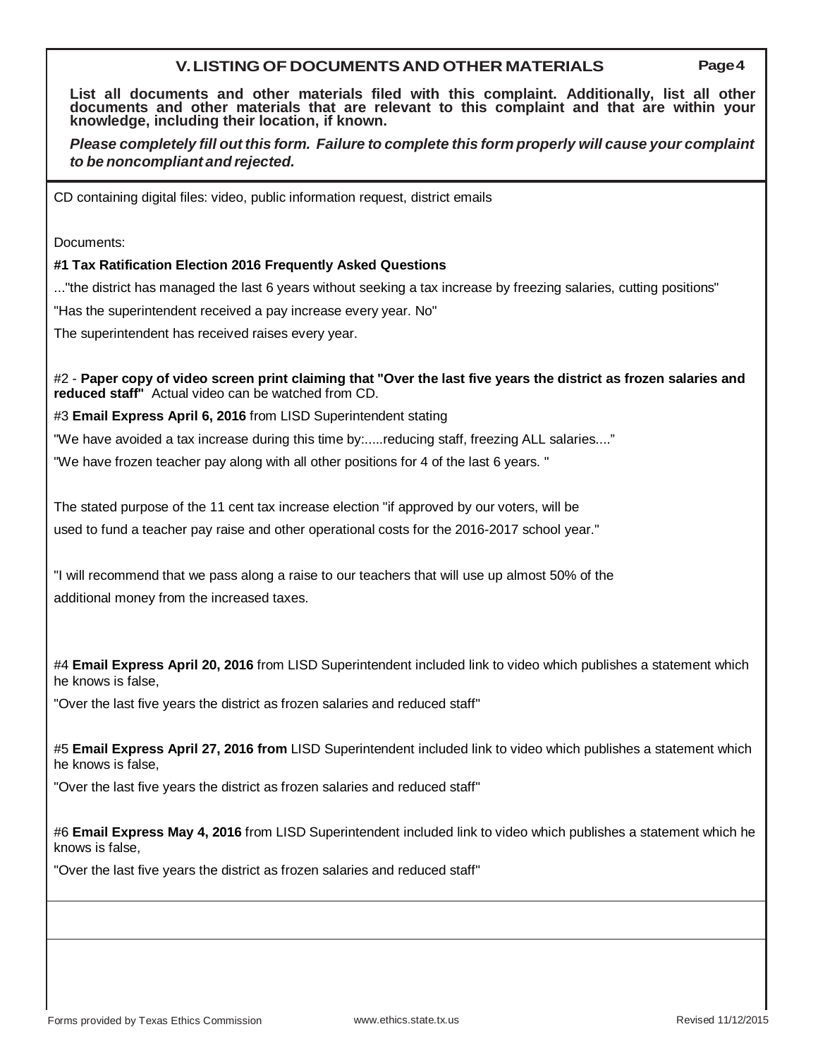## V. LISTING OF DOCUMENTS AND OTHER MATERIALS

**Page 4**

**List all documents and other materials filed with this complaint. Additionally, list all other documents and other materials that are relevant to this complaint and that are within your knowledge, including their location, if known.**

***Please completely fill out this form. Failure to complete this form properly will cause your complaint to be noncompliant and rejected.***

CD containing digital files: video, public information request, district emails

Documents:

**#1 Tax Ratification Election 2016 Frequently Asked Questions**

..."the district has managed the last 6 years without seeking a tax increase by freezing salaries, cutting positions"

"Has the superintendent received a pay increase every year. No"

The superintendent has received raises every year.

#2 - **Paper copy of video screen print claiming that "Over the last five years the district as frozen salaries and reduced staff"** Actual video can be watched from CD.

#3 **Email Express April 6, 2016** from LISD Superintendent stating

"We have avoided a tax increase during this time by:.....reducing staff, freezing ALL salaries...."

"We have frozen teacher pay along with all other positions for 4 of the last 6 years. "

The stated purpose of the 11 cent tax increase election "if approved by our voters, will be used to fund a teacher pay raise and other operational costs for the 2016-2017 school year."

"I will recommend that we pass along a raise to our teachers that will use up almost 50% of the additional money from the increased taxes.

#4 **Email Express April 20, 2016** from LISD Superintendent included link to video which publishes a statement which he knows is false,

"Over the last five years the district as frozen salaries and reduced staff"

#5 **Email Express April 27, 2016 from** LISD Superintendent included link to video which publishes a statement which he knows is false,

"Over the last five years the district as frozen salaries and reduced staff"

#6 **Email Express May 4, 2016** from LISD Superintendent included link to video which publishes a statement which he knows is false,

"Over the last five years the district as frozen salaries and reduced staff"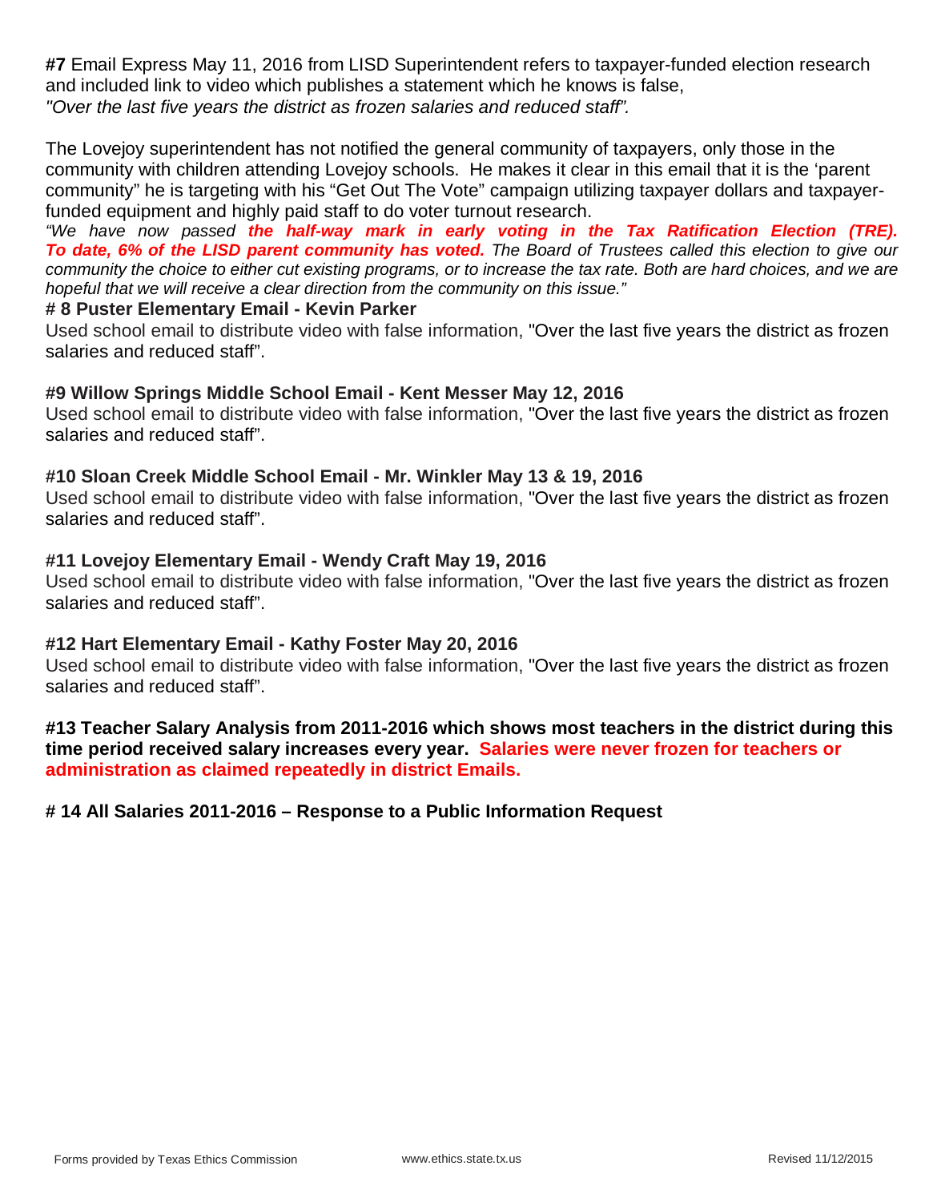**#7** Email Express May 11, 2016 from LISD Superintendent refers to taxpayer-funded election research and included link to video which publishes a statement which he knows is false,
*"Over the last five years the district as frozen salaries and reduced staff".*

The Lovejoy superintendent has not notified the general community of taxpayers, only those in the community with children attending Lovejoy schools. He makes it clear in this email that it is the 'parent community" he is targeting with his "Get Out The Vote" campaign utilizing taxpayer dollars and taxpayer-funded equipment and highly paid staff to do voter turnout research.
*"We have now passed **the half-way mark in early voting in the Tax Ratification Election (TRE). To date, 6% of the LISD parent community has voted.** The Board of Trustees called this election to give our community the choice to either cut existing programs, or to increase the tax rate. Both are hard choices, and we are hopeful that we will receive a clear direction from the community on this issue."*

**# 8 Puster Elementary Email - Kevin Parker**
Used school email to distribute video with false information, "Over the last five years the district as frozen salaries and reduced staff".

**#9 Willow Springs Middle School Email - Kent Messer May 12, 2016**
Used school email to distribute video with false information, "Over the last five years the district as frozen salaries and reduced staff".

**#10 Sloan Creek Middle School Email - Mr. Winkler May 13 & 19, 2016**
Used school email to distribute video with false information, "Over the last five years the district as frozen salaries and reduced staff".

**#11 Lovejoy Elementary Email - Wendy Craft May 19, 2016**
Used school email to distribute video with false information, "Over the last five years the district as frozen salaries and reduced staff".

**#12 Hart Elementary Email - Kathy Foster May 20, 2016**
Used school email to distribute video with false information, "Over the last five years the district as frozen salaries and reduced staff".

**#13 Teacher Salary Analysis from 2011-2016 which shows most teachers in the district during this time period received salary increases every year. Salaries were never frozen for teachers or administration as claimed repeatedly in district Emails.**

**# 14 All Salaries 2011-2016 – Response to a Public Information Request**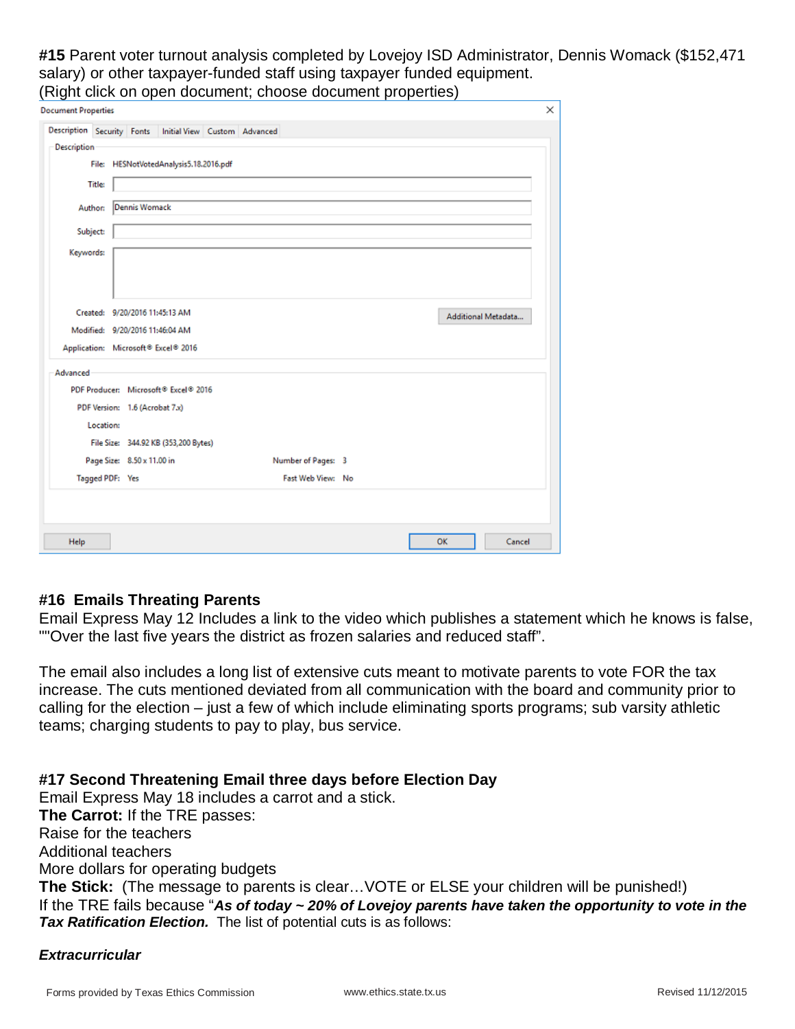**#15** Parent voter turnout analysis completed by Lovejoy ISD Administrator, Dennis Womack ($152,471 salary) or other taxpayer-funded staff using taxpayer funded equipment.
(Right click on open document; choose document properties)

Document Properties

Description | Security | Fonts | Initial View | Custom | Advanced

Description

File: HESNotVotedAnalysis5.18.2016.pdf

Title:

Author: Dennis Womack

Subject:

Keywords:

Created: 9/20/2016 11:45:13 AM

Modified: 9/20/2016 11:46:04 AM

Application: Microsoft® Excel® 2016

Additional Metadata...

Advanced

PDF Producer: Microsoft® Excel® 2016

PDF Version: 1.6 (Acrobat 7.x)

Location:

File Size: 344.92 KB (353,200 Bytes)

Page Size: 8.50 x 11.00 in    Number of Pages: 3

Tagged PDF: Yes    Fast Web View: No

Help    OK    Cancel

### #16 Emails Threating Parents

Email Express May 12 Includes a link to the video which publishes a statement which he knows is false, ""Over the last five years the district as frozen salaries and reduced staff".

The email also includes a long list of extensive cuts meant to motivate parents to vote FOR the tax increase. The cuts mentioned deviated from all communication with the board and community prior to calling for the election – just a few of which include eliminating sports programs; sub varsity athletic teams; charging students to pay to play, bus service.

### #17 Second Threatening Email three days before Election Day

Email Express May 18 includes a carrot and a stick.

**The Carrot:** If the TRE passes:

Raise for the teachers

Additional teachers

More dollars for operating budgets

**The Stick:** (The message to parents is clear…VOTE or ELSE your children will be punished!)

If the TRE fails because "***As of today ~ 20% of Lovejoy parents have taken the opportunity to vote in the Tax Ratification Election.*** The list of potential cuts is as follows:

***Extracurricular***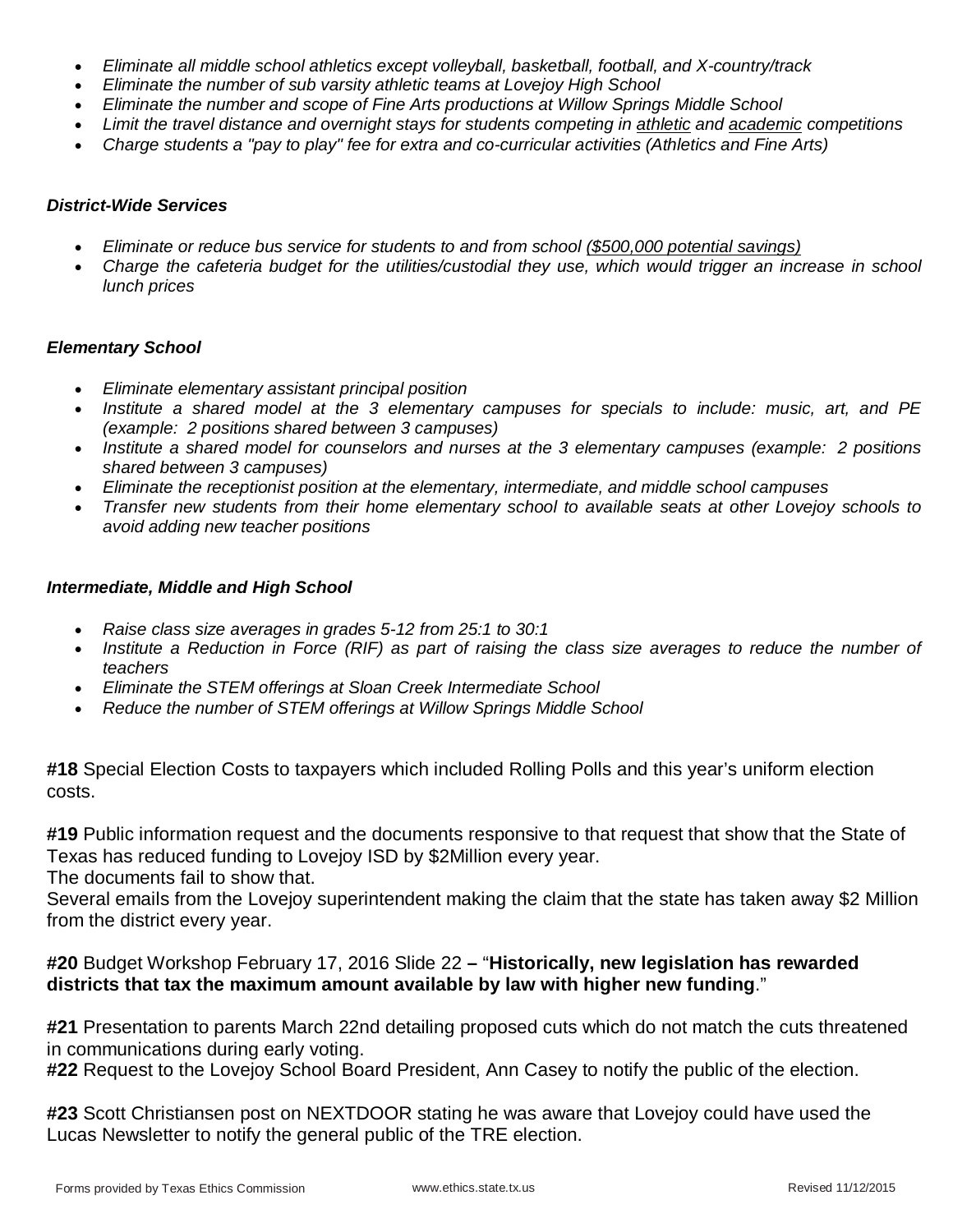- *Eliminate all middle school athletics except volleyball, basketball, football, and X-country/track*
- *Eliminate the number of sub varsity athletic teams at Lovejoy High School*
- *Eliminate the number and scope of Fine Arts productions at Willow Springs Middle School*
- *Limit the travel distance and overnight stays for students competing in athletic and academic competitions*
- *Charge students a "pay to play" fee for extra and co-curricular activities (Athletics and Fine Arts)*

***District-Wide Services***

- *Eliminate or reduce bus service for students to and from school ($500,000 potential savings)*
- *Charge the cafeteria budget for the utilities/custodial they use, which would trigger an increase in school lunch prices*

***Elementary School***

- *Eliminate elementary assistant principal position*
- *Institute a shared model at the 3 elementary campuses for specials to include: music, art, and PE (example: 2 positions shared between 3 campuses)*
- *Institute a shared model for counselors and nurses at the 3 elementary campuses (example: 2 positions shared between 3 campuses)*
- *Eliminate the receptionist position at the elementary, intermediate, and middle school campuses*
- *Transfer new students from their home elementary school to available seats at other Lovejoy schools to avoid adding new teacher positions*

***Intermediate, Middle and High School***

- *Raise class size averages in grades 5-12 from 25:1 to 30:1*
- *Institute a Reduction in Force (RIF) as part of raising the class size averages to reduce the number of teachers*
- *Eliminate the STEM offerings at Sloan Creek Intermediate School*
- *Reduce the number of STEM offerings at Willow Springs Middle School*

**#18** Special Election Costs to taxpayers which included Rolling Polls and this year's uniform election costs.

**#19** Public information request and the documents responsive to that request that show that the State of Texas has reduced funding to Lovejoy ISD by $2Million every year.
The documents fail to show that.
Several emails from the Lovejoy superintendent making the claim that the state has taken away $2 Million from the district every year.

**#20** Budget Workshop February 17, 2016 Slide 22 **–** "**Historically, new legislation has rewarded districts that tax the maximum amount available by law with higher new funding**."

**#21** Presentation to parents March 22nd detailing proposed cuts which do not match the cuts threatened in communications during early voting.
**#22** Request to the Lovejoy School Board President, Ann Casey to notify the public of the election.

**#23** Scott Christiansen post on NEXTDOOR stating he was aware that Lovejoy could have used the Lucas Newsletter to notify the general public of the TRE election.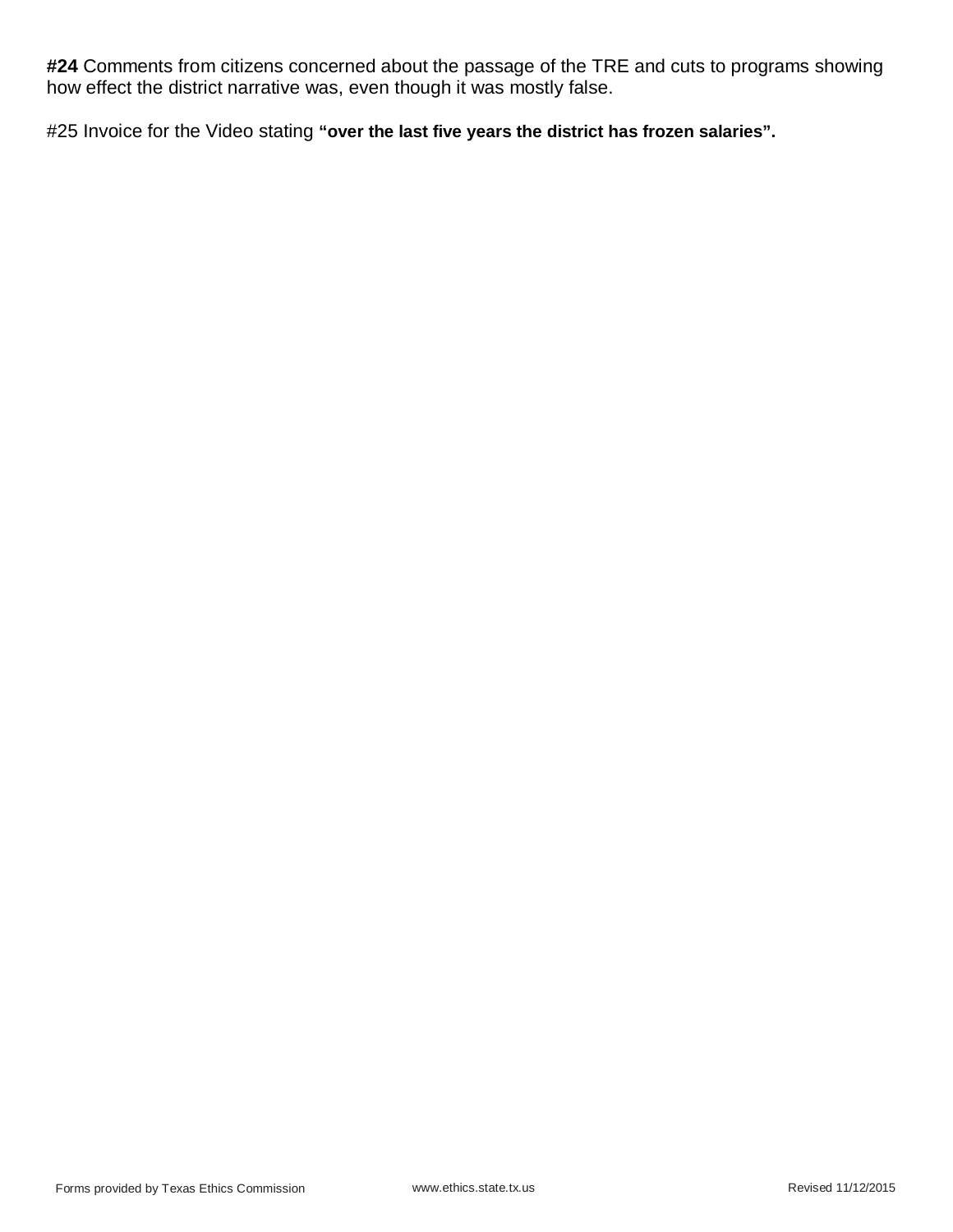**#24** Comments from citizens concerned about the passage of the TRE and cuts to programs showing how effect the district narrative was, even though it was mostly false.

#25 Invoice for the Video stating **"over the last five years the district has frozen salaries".**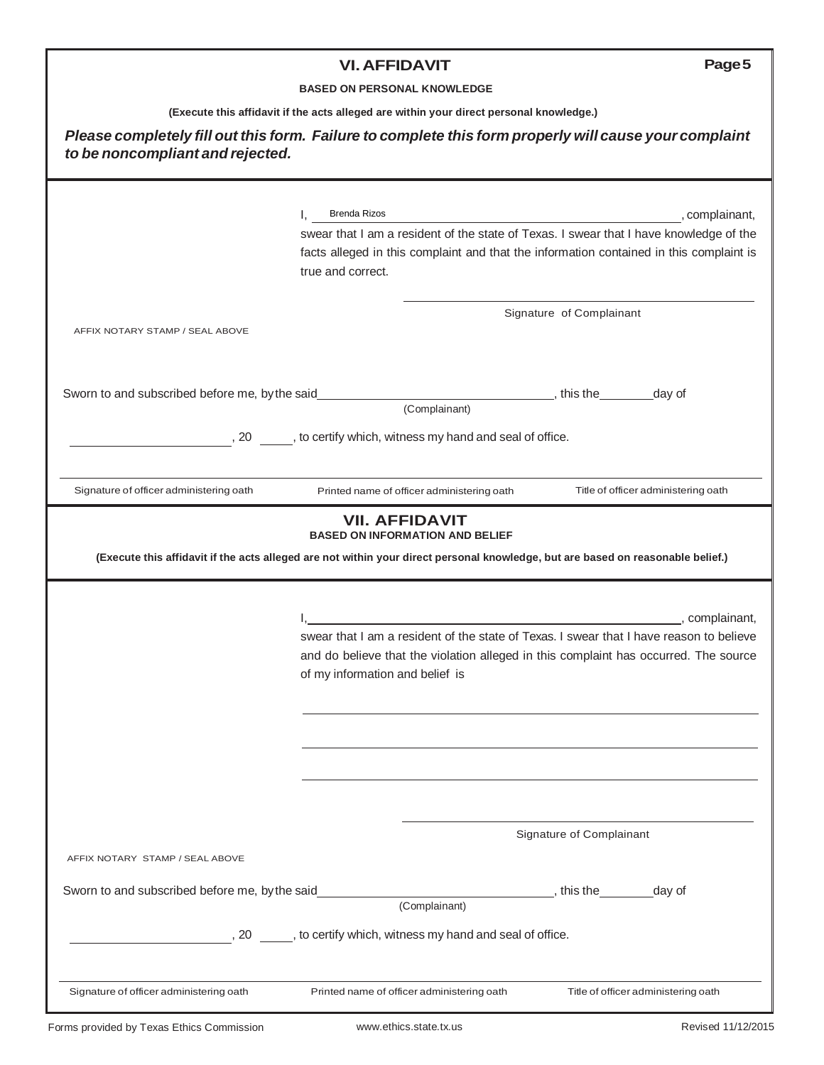## VI. AFFIDAVIT

**BASED ON PERSONAL KNOWLEDGE**

**(Execute this affidavit if the acts alleged are within your direct personal knowledge.)**

***Please completely fill out this form. Failure to complete this form properly will cause your complaint to be noncompliant and rejected.***

I, Brenda Rizos, complainant, swear that I am a resident of the state of Texas. I swear that I have knowledge of the facts alleged in this complaint and that the information contained in this complaint is true and correct.

______________________________
Signature of Complainant

AFFIX NOTARY STAMP / SEAL ABOVE

Sworn to and subscribed before me, by the said ______________________ (Complainant), this the ______ day of ______________, 20 ____, to certify which, witness my hand and seal of office.

| Signature of officer administering oath | Printed name of officer administering oath | Title of officer administering oath |
|---|---|---|

## VII. AFFIDAVIT

**BASED ON INFORMATION AND BELIEF**

**(Execute this affidavit if the acts alleged are not within your direct personal knowledge, but are based on reasonable belief.)**

I, ______________________________, complainant, swear that I am a resident of the state of Texas. I swear that I have reason to believe and do believe that the violation alleged in this complaint has occurred. The source of my information and belief is

______________________________

______________________________

______________________________

______________________________
Signature of Complainant

AFFIX NOTARY STAMP / SEAL ABOVE

Sworn to and subscribed before me, by the said ______________________ (Complainant), this the ______ day of ______________, 20 ____, to certify which, witness my hand and seal of office.

| Signature of officer administering oath | Printed name of officer administering oath | Title of officer administering oath |
|---|---|---|

Forms provided by Texas Ethics Commission www.ethics.state.tx.us Revised 11/12/2015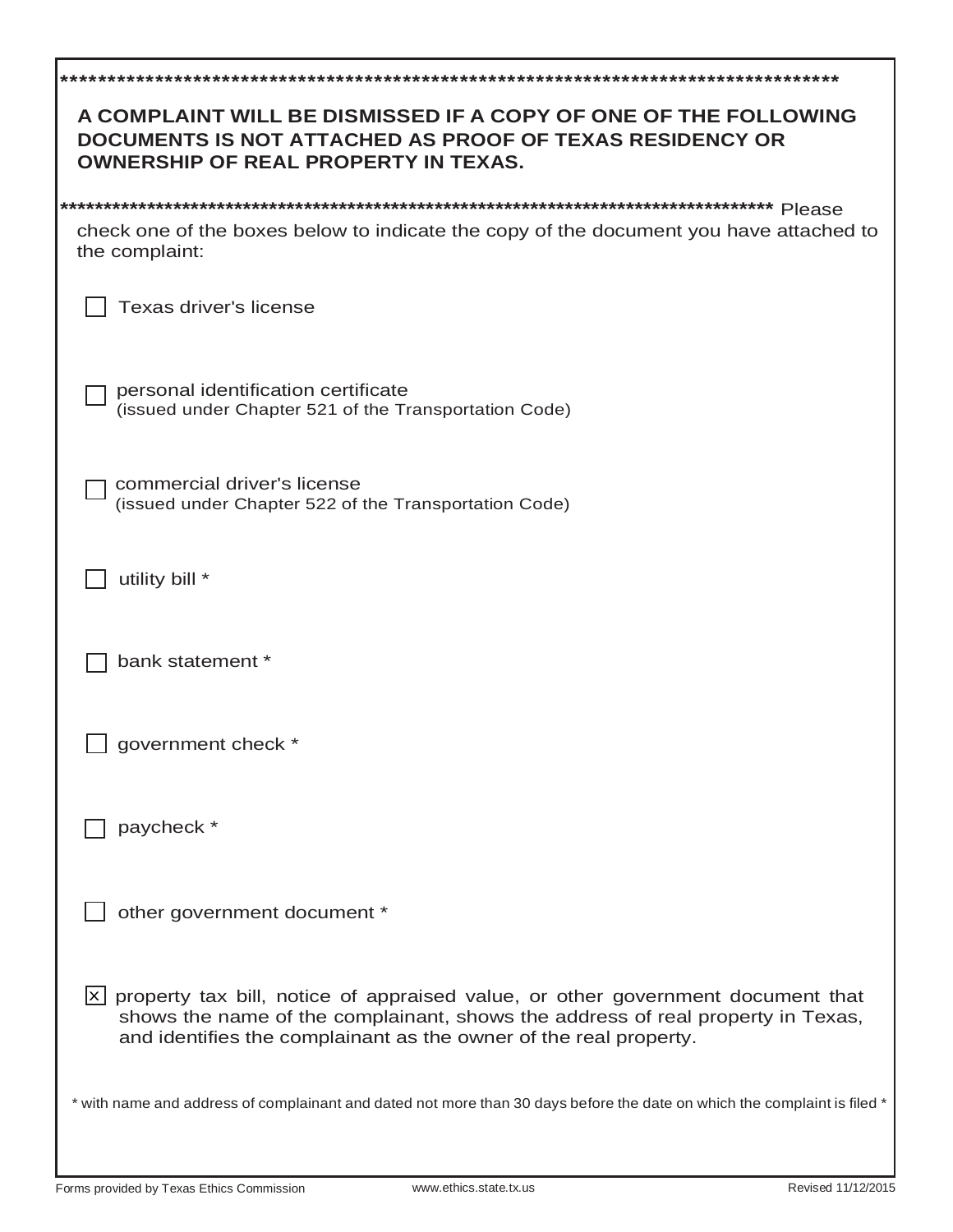************************************************************************************

**A COMPLAINT WILL BE DISMISSED IF A COPY OF ONE OF THE FOLLOWING DOCUMENTS IS NOT ATTACHED AS PROOF OF TEXAS RESIDENCY OR OWNERSHIP OF REAL PROPERTY IN TEXAS.**

************************************************************************************

Please check one of the boxes below to indicate the copy of the document you have attached to the complaint:

- [ ] Texas driver's license

- [ ] personal identification certificate
  (issued under Chapter 521 of the Transportation Code)

- [ ] commercial driver's license
  (issued under Chapter 522 of the Transportation Code)

- [ ] utility bill *

- [ ] bank statement *

- [ ] government check *

- [ ] paycheck *

- [ ] other government document *

- [x] property tax bill, notice of appraised value, or other government document that shows the name of the complainant, shows the address of real property in Texas, and identifies the complainant as the owner of the real property.

* with name and address of complainant and dated not more than 30 days before the date on which the complaint is filed *

Forms provided by Texas Ethics Commission | www.ethics.state.tx.us | Revised 11/12/2015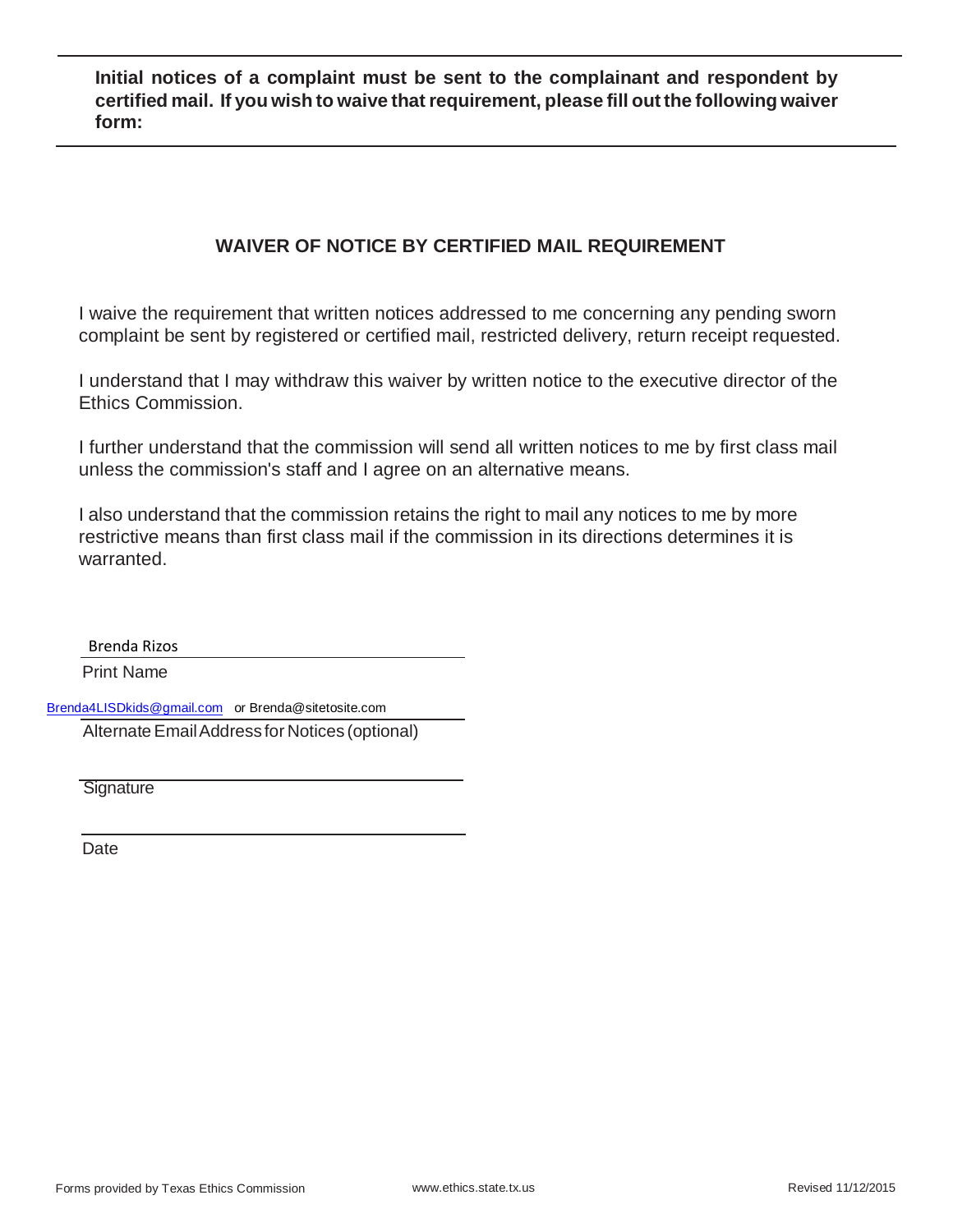**Initial notices of a complaint must be sent to the complainant and respondent by certified mail. If you wish to waive that requirement, please fill out the following waiver form:**

## WAIVER OF NOTICE BY CERTIFIED MAIL REQUIREMENT

I waive the requirement that written notices addressed to me concerning any pending sworn complaint be sent by registered or certified mail, restricted delivery, return receipt requested.

I understand that I may withdraw this waiver by written notice to the executive director of the Ethics Commission.

I further understand that the commission will send all written notices to me by first class mail unless the commission's staff and I agree on an alternative means.

I also understand that the commission retains the right to mail any notices to me by more restrictive means than first class mail if the commission in its directions determines it is warranted.

Brenda Rizos

Print Name

Brenda4LISDkids@gmail.com or Brenda@sitetosite.com

Alternate Email Address for Notices (optional)

Signature

Date

Forms provided by Texas Ethics Commission www.ethics.state.tx.us Revised 11/12/2015